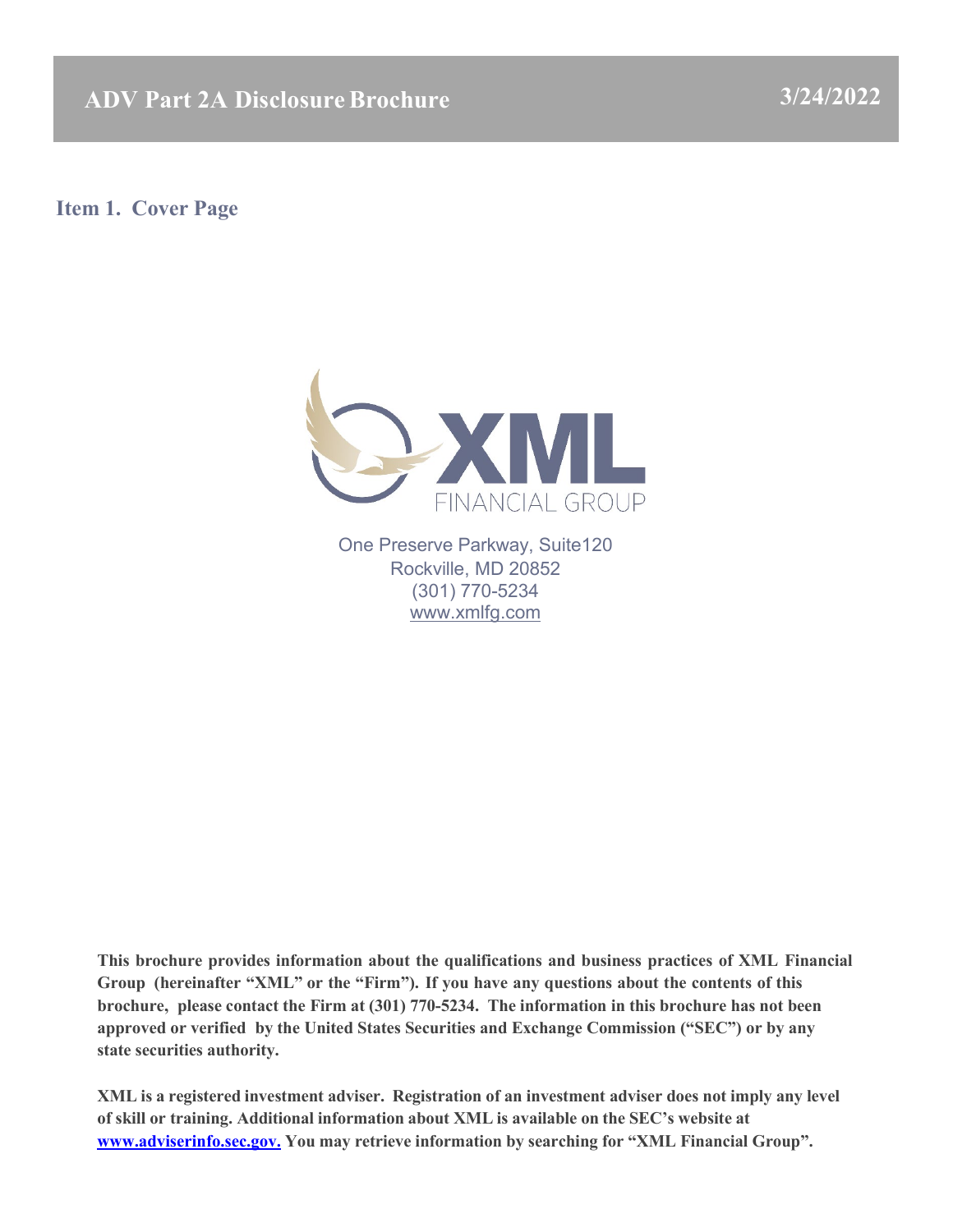# ADV Part 2A Disclosure Brochure

3/24/2022

## Item 1. Cover Page

XML FINANCIAL GROUP

One Preserve Parkway, Suite120
Rockville, MD 20852
(301) 770-5234
www.xmlfg.com

**This brochure provides information about the qualifications and business practices of XML Financial Group (hereinafter "XML" or the "Firm"). If you have any questions about the contents of this brochure, please contact the Firm at (301) 770-5234. The information in this brochure has not been approved or verified by the United States Securities and Exchange Commission ("SEC") or by any state securities authority.**

**XML is a registered investment adviser. Registration of an investment adviser does not imply any level of skill or training. Additional information about XML is available on the SEC's website at www.adviserinfo.sec.gov. You may retrieve information by searching for "XML Financial Group".**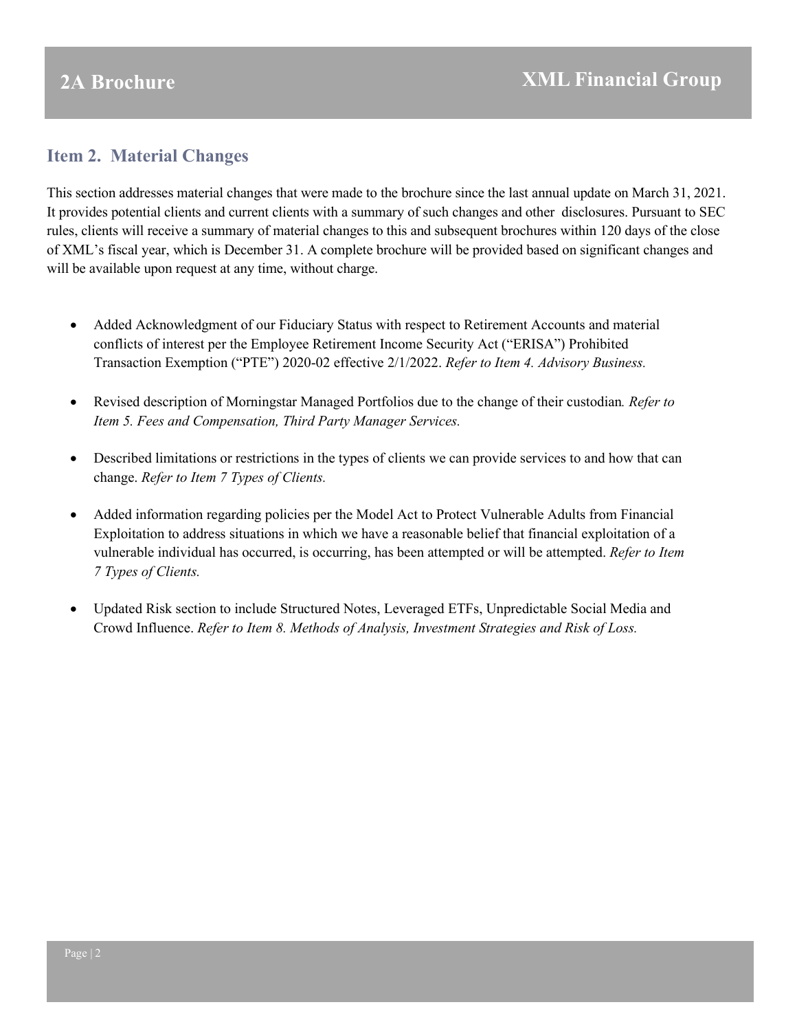## Item 2. Material Changes

This section addresses material changes that were made to the brochure since the last annual update on March 31, 2021. It provides potential clients and current clients with a summary of such changes and other disclosures. Pursuant to SEC rules, clients will receive a summary of material changes to this and subsequent brochures within 120 days of the close of XML's fiscal year, which is December 31. A complete brochure will be provided based on significant changes and will be available upon request at any time, without charge.

- Added Acknowledgment of our Fiduciary Status with respect to Retirement Accounts and material conflicts of interest per the Employee Retirement Income Security Act ("ERISA") Prohibited Transaction Exemption ("PTE") 2020-02 effective 2/1/2022. *Refer to Item 4. Advisory Business.*

- Revised description of Morningstar Managed Portfolios due to the change of their custodian. *Refer to Item 5. Fees and Compensation, Third Party Manager Services.*

- Described limitations or restrictions in the types of clients we can provide services to and how that can change. *Refer to Item 7 Types of Clients.*

- Added information regarding policies per the Model Act to Protect Vulnerable Adults from Financial Exploitation to address situations in which we have a reasonable belief that financial exploitation of a vulnerable individual has occurred, is occurring, has been attempted or will be attempted. *Refer to Item 7 Types of Clients.*

- Updated Risk section to include Structured Notes, Leveraged ETFs, Unpredictable Social Media and Crowd Influence. *Refer to Item 8. Methods of Analysis, Investment Strategies and Risk of Loss.*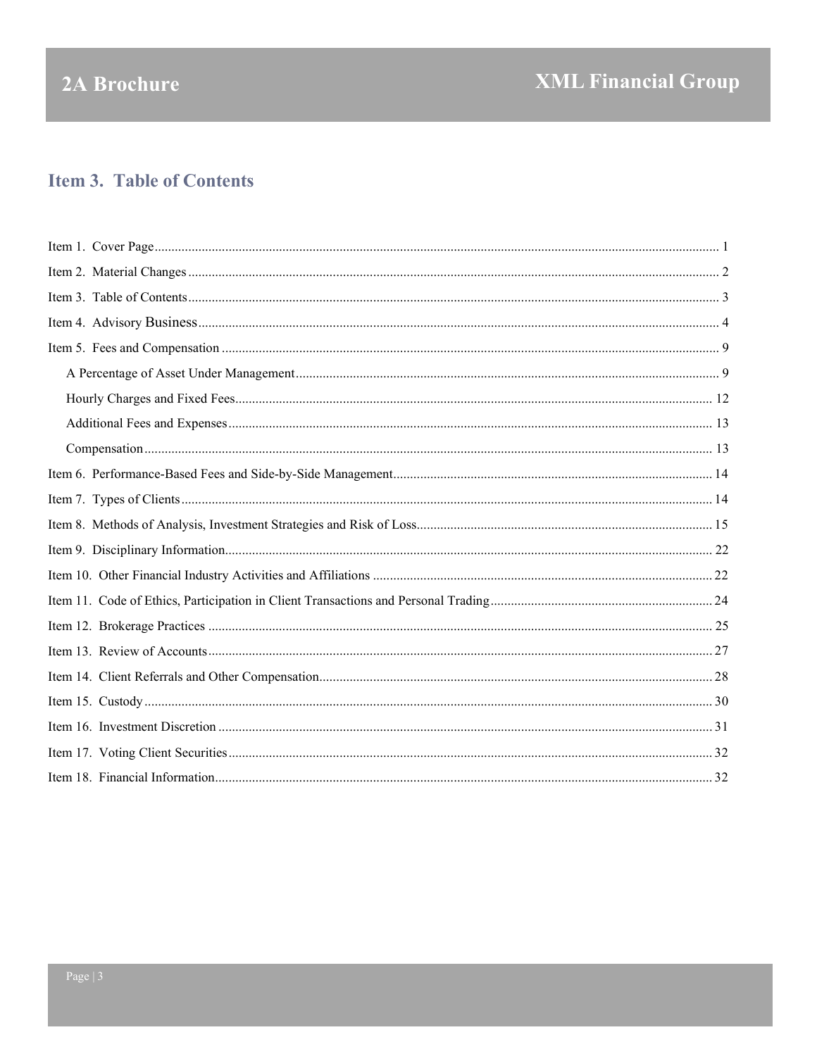## Item 3. Table of Contents

Item 1. Cover Page ..... 1

Item 2. Material Changes ..... 2

Item 3. Table of Contents ..... 3

Item 4. Advisory Business ..... 4

Item 5. Fees and Compensation ..... 9

- A Percentage of Asset Under Management ..... 9
- Hourly Charges and Fixed Fees ..... 12
- Additional Fees and Expenses ..... 13
- Compensation ..... 13

Item 6. Performance-Based Fees and Side-by-Side Management ..... 14

Item 7. Types of Clients ..... 14

Item 8. Methods of Analysis, Investment Strategies and Risk of Loss ..... 15

Item 9. Disciplinary Information ..... 22

Item 10. Other Financial Industry Activities and Affiliations ..... 22

Item 11. Code of Ethics, Participation in Client Transactions and Personal Trading ..... 24

Item 12. Brokerage Practices ..... 25

Item 13. Review of Accounts ..... 27

Item 14. Client Referrals and Other Compensation ..... 28

Item 15. Custody ..... 30

Item 16. Investment Discretion ..... 31

Item 17. Voting Client Securities ..... 32

Item 18. Financial Information ..... 32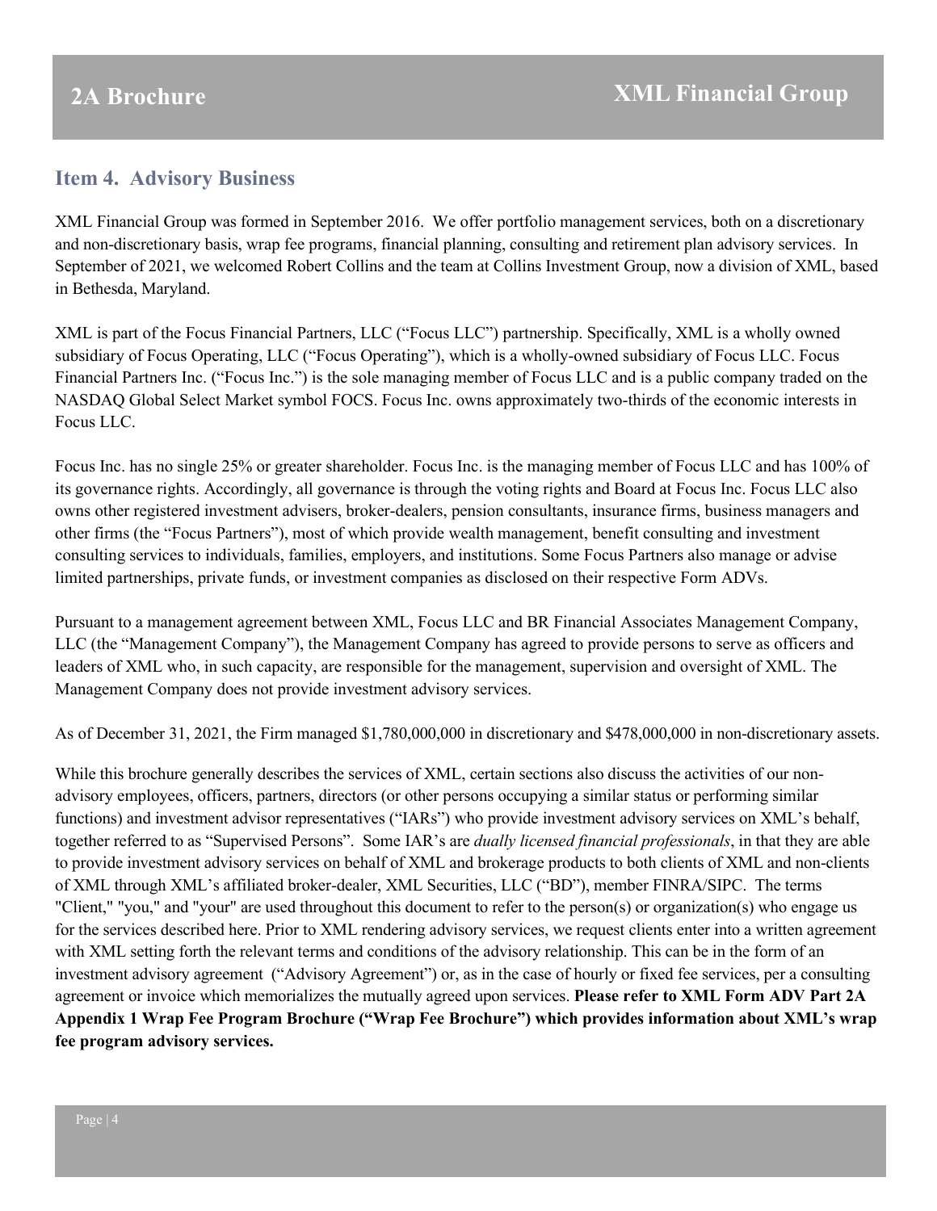## Item 4. Advisory Business

XML Financial Group was formed in September 2016. We offer portfolio management services, both on a discretionary and non-discretionary basis, wrap fee programs, financial planning, consulting and retirement plan advisory services. In September of 2021, we welcomed Robert Collins and the team at Collins Investment Group, now a division of XML, based in Bethesda, Maryland.

XML is part of the Focus Financial Partners, LLC ("Focus LLC") partnership. Specifically, XML is a wholly owned subsidiary of Focus Operating, LLC ("Focus Operating"), which is a wholly-owned subsidiary of Focus LLC. Focus Financial Partners Inc. ("Focus Inc.") is the sole managing member of Focus LLC and is a public company traded on the NASDAQ Global Select Market symbol FOCS. Focus Inc. owns approximately two-thirds of the economic interests in Focus LLC.

Focus Inc. has no single 25% or greater shareholder. Focus Inc. is the managing member of Focus LLC and has 100% of its governance rights. Accordingly, all governance is through the voting rights and Board at Focus Inc. Focus LLC also owns other registered investment advisers, broker-dealers, pension consultants, insurance firms, business managers and other firms (the "Focus Partners"), most of which provide wealth management, benefit consulting and investment consulting services to individuals, families, employers, and institutions. Some Focus Partners also manage or advise limited partnerships, private funds, or investment companies as disclosed on their respective Form ADVs.

Pursuant to a management agreement between XML, Focus LLC and BR Financial Associates Management Company, LLC (the "Management Company"), the Management Company has agreed to provide persons to serve as officers and leaders of XML who, in such capacity, are responsible for the management, supervision and oversight of XML. The Management Company does not provide investment advisory services.

As of December 31, 2021, the Firm managed $1,780,000,000 in discretionary and $478,000,000 in non-discretionary assets.

While this brochure generally describes the services of XML, certain sections also discuss the activities of our non-advisory employees, officers, partners, directors (or other persons occupying a similar status or performing similar functions) and investment advisor representatives ("IARs") who provide investment advisory services on XML's behalf, together referred to as "Supervised Persons". Some IAR's are *dually licensed financial professionals*, in that they are able to provide investment advisory services on behalf of XML and brokerage products to both clients of XML and non-clients of XML through XML's affiliated broker-dealer, XML Securities, LLC ("BD"), member FINRA/SIPC. The terms "Client," "you," and "your" are used throughout this document to refer to the person(s) or organization(s) who engage us for the services described here. Prior to XML rendering advisory services, we request clients enter into a written agreement with XML setting forth the relevant terms and conditions of the advisory relationship. This can be in the form of an investment advisory agreement ("Advisory Agreement") or, as in the case of hourly or fixed fee services, per a consulting agreement or invoice which memorializes the mutually agreed upon services. **Please refer to XML Form ADV Part 2A Appendix 1 Wrap Fee Program Brochure ("Wrap Fee Brochure") which provides information about XML's wrap fee program advisory services.**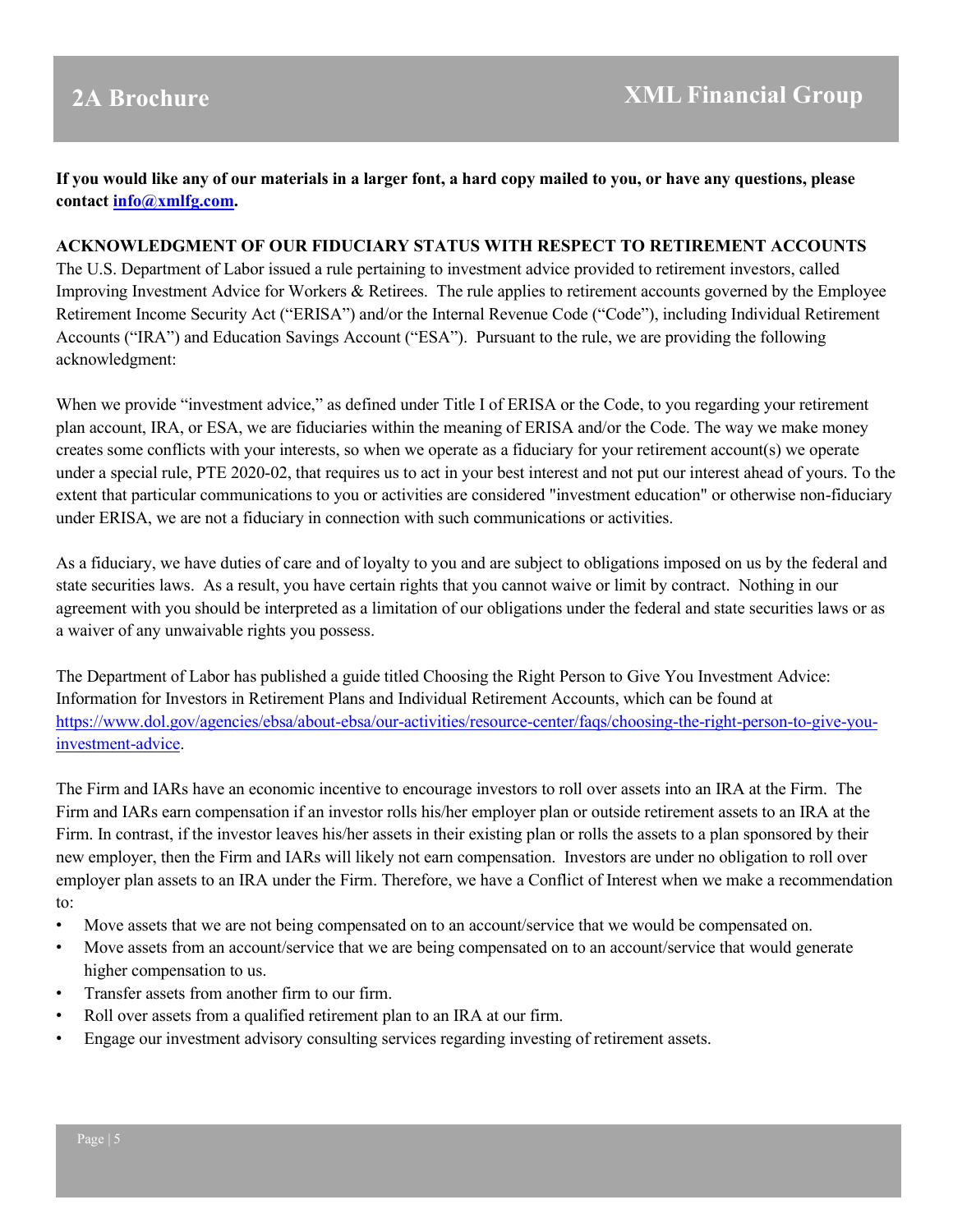**If you would like any of our materials in a larger font, a hard copy mailed to you, or have any questions, please contact [info@xmlfg.com](mailto:info@xmlfg.com).**

**ACKNOWLEDGMENT OF OUR FIDUCIARY STATUS WITH RESPECT TO RETIREMENT ACCOUNTS**

The U.S. Department of Labor issued a rule pertaining to investment advice provided to retirement investors, called Improving Investment Advice for Workers & Retirees. The rule applies to retirement accounts governed by the Employee Retirement Income Security Act ("ERISA") and/or the Internal Revenue Code ("Code"), including Individual Retirement Accounts ("IRA") and Education Savings Account ("ESA"). Pursuant to the rule, we are providing the following acknowledgment:

When we provide "investment advice," as defined under Title I of ERISA or the Code, to you regarding your retirement plan account, IRA, or ESA, we are fiduciaries within the meaning of ERISA and/or the Code. The way we make money creates some conflicts with your interests, so when we operate as a fiduciary for your retirement account(s) we operate under a special rule, PTE 2020-02, that requires us to act in your best interest and not put our interest ahead of yours. To the extent that particular communications to you or activities are considered "investment education" or otherwise non-fiduciary under ERISA, we are not a fiduciary in connection with such communications or activities.

As a fiduciary, we have duties of care and of loyalty to you and are subject to obligations imposed on us by the federal and state securities laws. As a result, you have certain rights that you cannot waive or limit by contract. Nothing in our agreement with you should be interpreted as a limitation of our obligations under the federal and state securities laws or as a waiver of any unwaivable rights you possess.

The Department of Labor has published a guide titled Choosing the Right Person to Give You Investment Advice: Information for Investors in Retirement Plans and Individual Retirement Accounts, which can be found at [https://www.dol.gov/agencies/ebsa/about-ebsa/our-activities/resource-center/faqs/choosing-the-right-person-to-give-you-investment-advice](https://www.dol.gov/agencies/ebsa/about-ebsa/our-activities/resource-center/faqs/choosing-the-right-person-to-give-you-investment-advice).

The Firm and IARs have an economic incentive to encourage investors to roll over assets into an IRA at the Firm. The Firm and IARs earn compensation if an investor rolls his/her employer plan or outside retirement assets to an IRA at the Firm. In contrast, if the investor leaves his/her assets in their existing plan or rolls the assets to a plan sponsored by their new employer, then the Firm and IARs will likely not earn compensation. Investors are under no obligation to roll over employer plan assets to an IRA under the Firm. Therefore, we have a Conflict of Interest when we make a recommendation to:

- Move assets that we are not being compensated on to an account/service that we would be compensated on.
- Move assets from an account/service that we are being compensated on to an account/service that would generate higher compensation to us.
- Transfer assets from another firm to our firm.
- Roll over assets from a qualified retirement plan to an IRA at our firm.
- Engage our investment advisory consulting services regarding investing of retirement assets.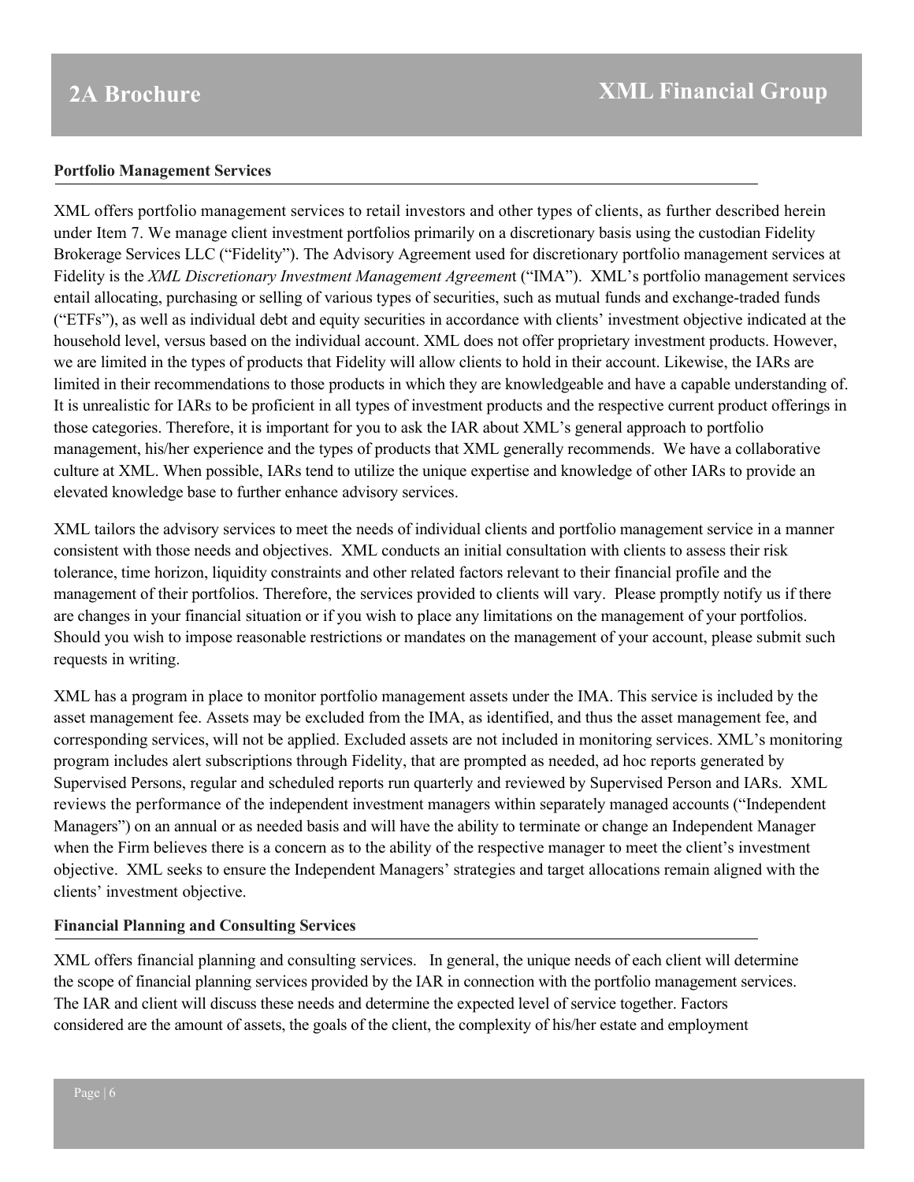**Portfolio Management Services**

XML offers portfolio management services to retail investors and other types of clients, as further described herein under Item 7. We manage client investment portfolios primarily on a discretionary basis using the custodian Fidelity Brokerage Services LLC ("Fidelity"). The Advisory Agreement used for discretionary portfolio management services at Fidelity is the *XML Discretionary Investment Management Agreement* ("IMA"). XML's portfolio management services entail allocating, purchasing or selling of various types of securities, such as mutual funds and exchange-traded funds ("ETFs"), as well as individual debt and equity securities in accordance with clients' investment objective indicated at the household level, versus based on the individual account. XML does not offer proprietary investment products. However, we are limited in the types of products that Fidelity will allow clients to hold in their account. Likewise, the IARs are limited in their recommendations to those products in which they are knowledgeable and have a capable understanding of. It is unrealistic for IARs to be proficient in all types of investment products and the respective current product offerings in those categories. Therefore, it is important for you to ask the IAR about XML's general approach to portfolio management, his/her experience and the types of products that XML generally recommends. We have a collaborative culture at XML. When possible, IARs tend to utilize the unique expertise and knowledge of other IARs to provide an elevated knowledge base to further enhance advisory services.

XML tailors the advisory services to meet the needs of individual clients and portfolio management service in a manner consistent with those needs and objectives. XML conducts an initial consultation with clients to assess their risk tolerance, time horizon, liquidity constraints and other related factors relevant to their financial profile and the management of their portfolios. Therefore, the services provided to clients will vary. Please promptly notify us if there are changes in your financial situation or if you wish to place any limitations on the management of your portfolios. Should you wish to impose reasonable restrictions or mandates on the management of your account, please submit such requests in writing.

XML has a program in place to monitor portfolio management assets under the IMA. This service is included by the asset management fee. Assets may be excluded from the IMA, as identified, and thus the asset management fee, and corresponding services, will not be applied. Excluded assets are not included in monitoring services. XML's monitoring program includes alert subscriptions through Fidelity, that are prompted as needed, ad hoc reports generated by Supervised Persons, regular and scheduled reports run quarterly and reviewed by Supervised Person and IARs. XML reviews the performance of the independent investment managers within separately managed accounts ("Independent Managers") on an annual or as needed basis and will have the ability to terminate or change an Independent Manager when the Firm believes there is a concern as to the ability of the respective manager to meet the client's investment objective. XML seeks to ensure the Independent Managers' strategies and target allocations remain aligned with the clients' investment objective.

**Financial Planning and Consulting Services**

XML offers financial planning and consulting services. In general, the unique needs of each client will determine the scope of financial planning services provided by the IAR in connection with the portfolio management services. The IAR and client will discuss these needs and determine the expected level of service together. Factors considered are the amount of assets, the goals of the client, the complexity of his/her estate and employment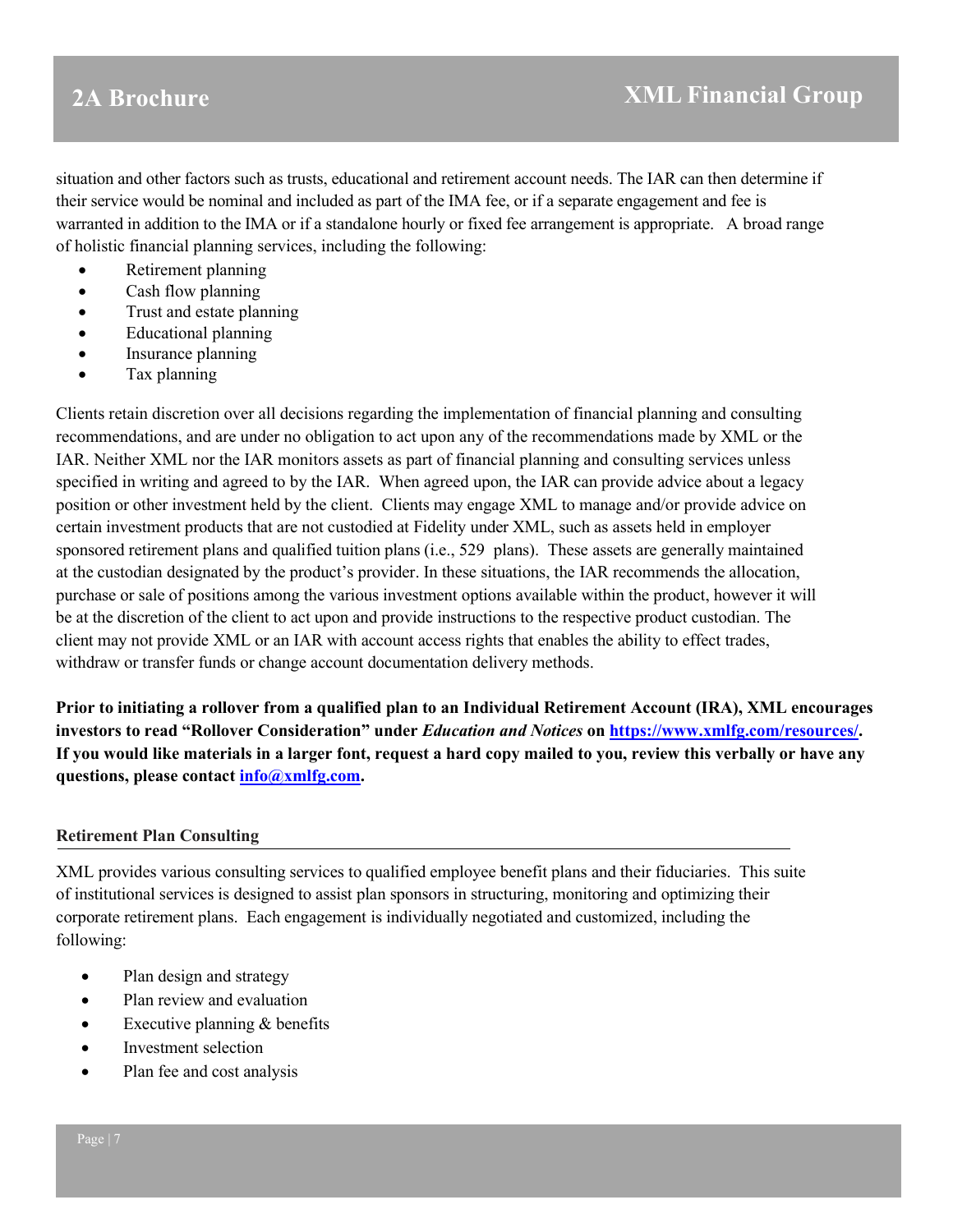situation and other factors such as trusts, educational and retirement account needs. The IAR can then determine if their service would be nominal and included as part of the IMA fee, or if a separate engagement and fee is warranted in addition to the IMA or if a standalone hourly or fixed fee arrangement is appropriate. A broad range of holistic financial planning services, including the following:

- Retirement planning
- Cash flow planning
- Trust and estate planning
- Educational planning
- Insurance planning
- Tax planning

Clients retain discretion over all decisions regarding the implementation of financial planning and consulting recommendations, and are under no obligation to act upon any of the recommendations made by XML or the IAR. Neither XML nor the IAR monitors assets as part of financial planning and consulting services unless specified in writing and agreed to by the IAR. When agreed upon, the IAR can provide advice about a legacy position or other investment held by the client. Clients may engage XML to manage and/or provide advice on certain investment products that are not custodied at Fidelity under XML, such as assets held in employer sponsored retirement plans and qualified tuition plans (i.e., 529 plans). These assets are generally maintained at the custodian designated by the product's provider. In these situations, the IAR recommends the allocation, purchase or sale of positions among the various investment options available within the product, however it will be at the discretion of the client to act upon and provide instructions to the respective product custodian. The client may not provide XML or an IAR with account access rights that enables the ability to effect trades, withdraw or transfer funds or change account documentation delivery methods.

**Prior to initiating a rollover from a qualified plan to an Individual Retirement Account (IRA), XML encourages investors to read "Rollover Consideration" under *Education and Notices* on [https://www.xmlfg.com/resources/](https://www.xmlfg.com/resources/). If you would like materials in a larger font, request a hard copy mailed to you, review this verbally or have any questions, please contact [info@xmlfg.com](mailto:info@xmlfg.com).**

### Retirement Plan Consulting

XML provides various consulting services to qualified employee benefit plans and their fiduciaries. This suite of institutional services is designed to assist plan sponsors in structuring, monitoring and optimizing their corporate retirement plans. Each engagement is individually negotiated and customized, including the following:

- Plan design and strategy
- Plan review and evaluation
- Executive planning & benefits
- Investment selection
- Plan fee and cost analysis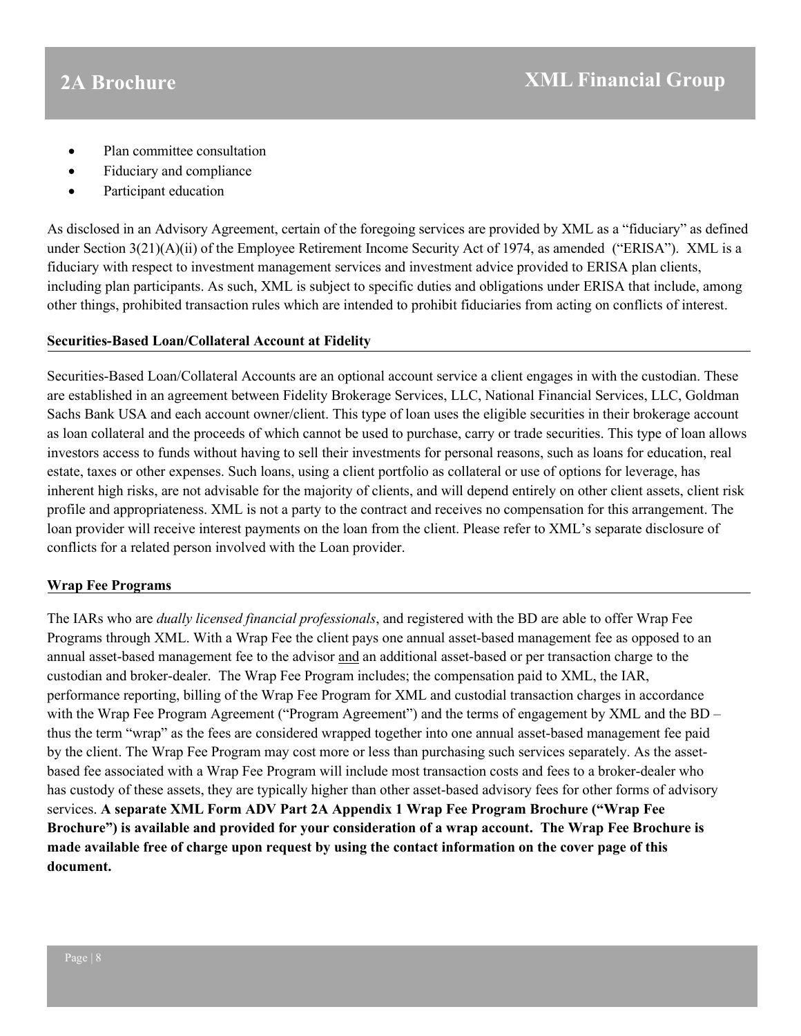- Plan committee consultation
- Fiduciary and compliance
- Participant education

As disclosed in an Advisory Agreement, certain of the foregoing services are provided by XML as a "fiduciary" as defined under Section 3(21)(A)(ii) of the Employee Retirement Income Security Act of 1974, as amended ("ERISA"). XML is a fiduciary with respect to investment management services and investment advice provided to ERISA plan clients, including plan participants. As such, XML is subject to specific duties and obligations under ERISA that include, among other things, prohibited transaction rules which are intended to prohibit fiduciaries from acting on conflicts of interest.

**Securities-Based Loan/Collateral Account at Fidelity**

Securities-Based Loan/Collateral Accounts are an optional account service a client engages in with the custodian. These are established in an agreement between Fidelity Brokerage Services, LLC, National Financial Services, LLC, Goldman Sachs Bank USA and each account owner/client. This type of loan uses the eligible securities in their brokerage account as loan collateral and the proceeds of which cannot be used to purchase, carry or trade securities. This type of loan allows investors access to funds without having to sell their investments for personal reasons, such as loans for education, real estate, taxes or other expenses. Such loans, using a client portfolio as collateral or use of options for leverage, has inherent high risks, are not advisable for the majority of clients, and will depend entirely on other client assets, client risk profile and appropriateness. XML is not a party to the contract and receives no compensation for this arrangement. The loan provider will receive interest payments on the loan from the client. Please refer to XML's separate disclosure of conflicts for a related person involved with the Loan provider.

**Wrap Fee Programs**

The IARs who are *dually licensed financial professionals*, and registered with the BD are able to offer Wrap Fee Programs through XML. With a Wrap Fee the client pays one annual asset-based management fee as opposed to an annual asset-based management fee to the advisor and an additional asset-based or per transaction charge to the custodian and broker-dealer. The Wrap Fee Program includes; the compensation paid to XML, the IAR, performance reporting, billing of the Wrap Fee Program for XML and custodial transaction charges in accordance with the Wrap Fee Program Agreement ("Program Agreement") and the terms of engagement by XML and the BD – thus the term "wrap" as the fees are considered wrapped together into one annual asset-based management fee paid by the client. The Wrap Fee Program may cost more or less than purchasing such services separately. As the asset-based fee associated with a Wrap Fee Program will include most transaction costs and fees to a broker-dealer who has custody of these assets, they are typically higher than other asset-based advisory fees for other forms of advisory services. **A separate XML Form ADV Part 2A Appendix 1 Wrap Fee Program Brochure ("Wrap Fee Brochure") is available and provided for your consideration of a wrap account. The Wrap Fee Brochure is made available free of charge upon request by using the contact information on the cover page of this document.**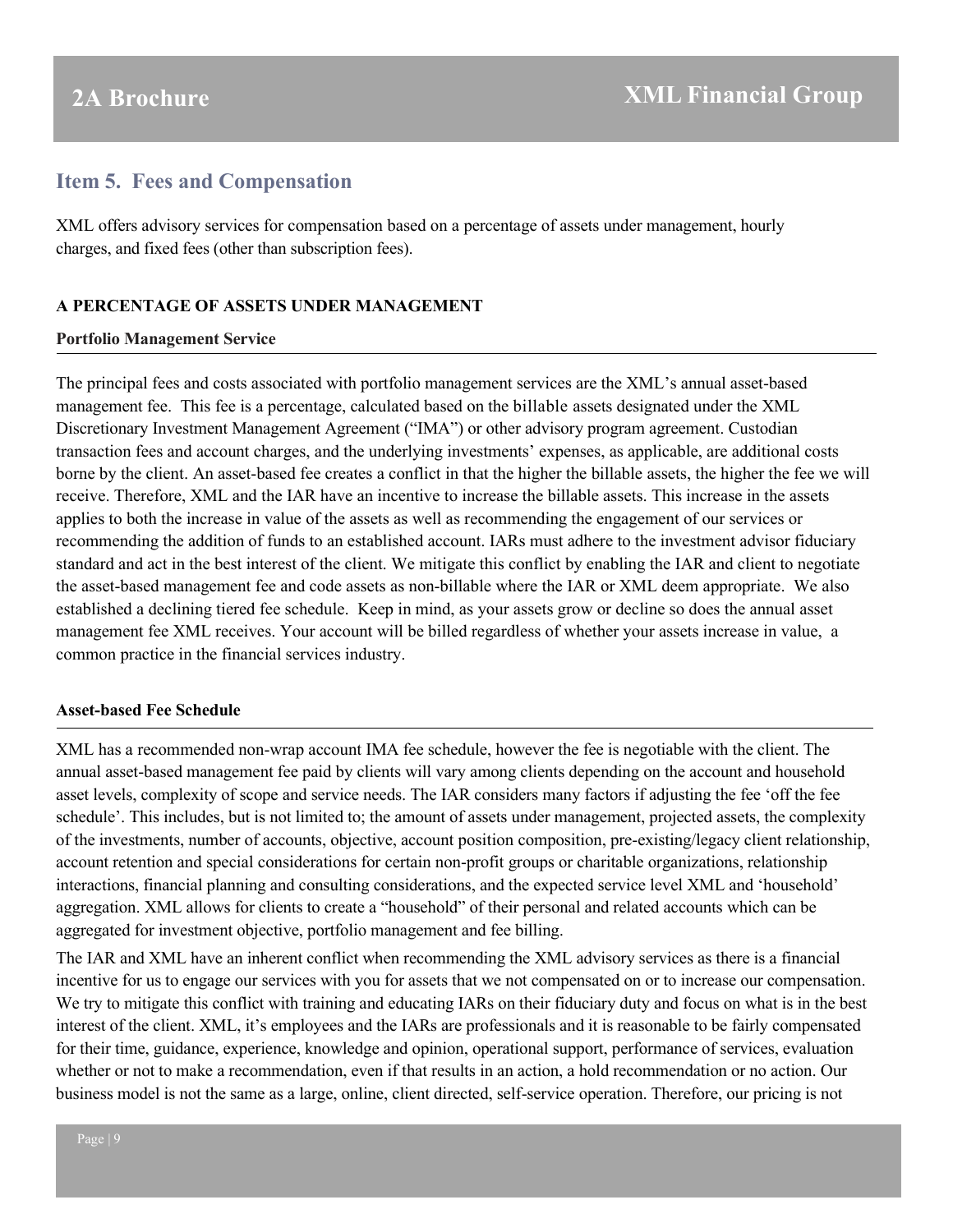## Item 5. Fees and Compensation

XML offers advisory services for compensation based on a percentage of assets under management, hourly charges, and fixed fees (other than subscription fees).

**A PERCENTAGE OF ASSETS UNDER MANAGEMENT**

**Portfolio Management Service**

The principal fees and costs associated with portfolio management services are the XML's annual asset-based management fee. This fee is a percentage, calculated based on the billable assets designated under the XML Discretionary Investment Management Agreement ("IMA") or other advisory program agreement. Custodian transaction fees and account charges, and the underlying investments' expenses, as applicable, are additional costs borne by the client. An asset-based fee creates a conflict in that the higher the billable assets, the higher the fee we will receive. Therefore, XML and the IAR have an incentive to increase the billable assets. This increase in the assets applies to both the increase in value of the assets as well as recommending the engagement of our services or recommending the addition of funds to an established account. IARs must adhere to the investment advisor fiduciary standard and act in the best interest of the client. We mitigate this conflict by enabling the IAR and client to negotiate the asset-based management fee and code assets as non-billable where the IAR or XML deem appropriate. We also established a declining tiered fee schedule. Keep in mind, as your assets grow or decline so does the annual asset management fee XML receives. Your account will be billed regardless of whether your assets increase in value, a common practice in the financial services industry.

**Asset-based Fee Schedule**

XML has a recommended non-wrap account IMA fee schedule, however the fee is negotiable with the client. The annual asset-based management fee paid by clients will vary among clients depending on the account and household asset levels, complexity of scope and service needs. The IAR considers many factors if adjusting the fee 'off the fee schedule'. This includes, but is not limited to; the amount of assets under management, projected assets, the complexity of the investments, number of accounts, objective, account position composition, pre-existing/legacy client relationship, account retention and special considerations for certain non-profit groups or charitable organizations, relationship interactions, financial planning and consulting considerations, and the expected service level XML and 'household' aggregation. XML allows for clients to create a "household" of their personal and related accounts which can be aggregated for investment objective, portfolio management and fee billing.

The IAR and XML have an inherent conflict when recommending the XML advisory services as there is a financial incentive for us to engage our services with you for assets that we not compensated on or to increase our compensation. We try to mitigate this conflict with training and educating IARs on their fiduciary duty and focus on what is in the best interest of the client. XML, it's employees and the IARs are professionals and it is reasonable to be fairly compensated for their time, guidance, experience, knowledge and opinion, operational support, performance of services, evaluation whether or not to make a recommendation, even if that results in an action, a hold recommendation or no action. Our business model is not the same as a large, online, client directed, self-service operation. Therefore, our pricing is not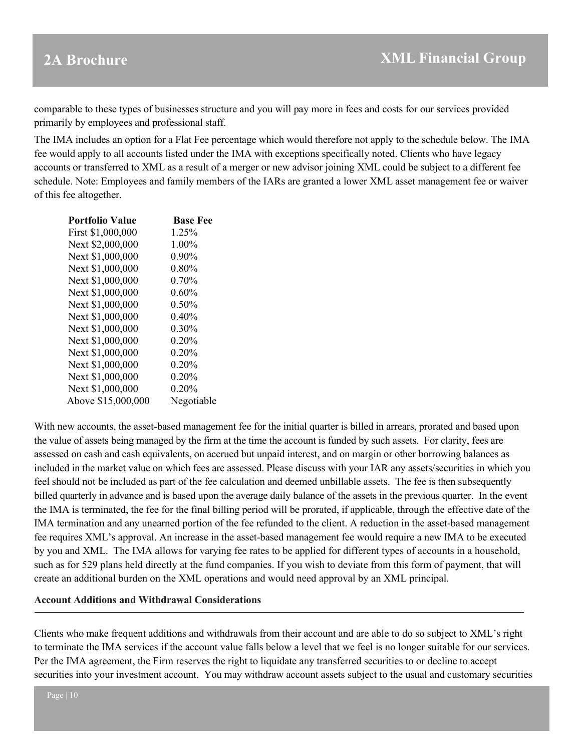comparable to these types of businesses structure and you will pay more in fees and costs for our services provided primarily by employees and professional staff.

The IMA includes an option for a Flat Fee percentage which would therefore not apply to the schedule below. The IMA fee would apply to all accounts listed under the IMA with exceptions specifically noted. Clients who have legacy accounts or transferred to XML as a result of a merger or new advisor joining XML could be subject to a different fee schedule. Note: Employees and family members of the IARs are granted a lower XML asset management fee or waiver of this fee altogether.

| Portfolio Value | Base Fee |
|---|---|
| First $1,000,000 | 1.25% |
| Next $2,000,000 | 1.00% |
| Next $1,000,000 | 0.90% |
| Next $1,000,000 | 0.80% |
| Next $1,000,000 | 0.70% |
| Next $1,000,000 | 0.60% |
| Next $1,000,000 | 0.50% |
| Next $1,000,000 | 0.40% |
| Next $1,000,000 | 0.30% |
| Next $1,000,000 | 0.20% |
| Next $1,000,000 | 0.20% |
| Next $1,000,000 | 0.20% |
| Next $1,000,000 | 0.20% |
| Next $1,000,000 | 0.20% |
| Above $15,000,000 | Negotiable |

With new accounts, the asset-based management fee for the initial quarter is billed in arrears, prorated and based upon the value of assets being managed by the firm at the time the account is funded by such assets. For clarity, fees are assessed on cash and cash equivalents, on accrued but unpaid interest, and on margin or other borrowing balances as included in the market value on which fees are assessed. Please discuss with your IAR any assets/securities in which you feel should not be included as part of the fee calculation and deemed unbillable assets. The fee is then subsequently billed quarterly in advance and is based upon the average daily balance of the assets in the previous quarter. In the event the IMA is terminated, the fee for the final billing period will be prorated, if applicable, through the effective date of the IMA termination and any unearned portion of the fee refunded to the client. A reduction in the asset-based management fee requires XML's approval. An increase in the asset-based management fee would require a new IMA to be executed by you and XML. The IMA allows for varying fee rates to be applied for different types of accounts in a household, such as for 529 plans held directly at the fund companies. If you wish to deviate from this form of payment, that will create an additional burden on the XML operations and would need approval by an XML principal.

**Account Additions and Withdrawal Considerations**

Clients who make frequent additions and withdrawals from their account and are able to do so subject to XML's right to terminate the IMA services if the account value falls below a level that we feel is no longer suitable for our services. Per the IMA agreement, the Firm reserves the right to liquidate any transferred securities to or decline to accept securities into your investment account. You may withdraw account assets subject to the usual and customary securities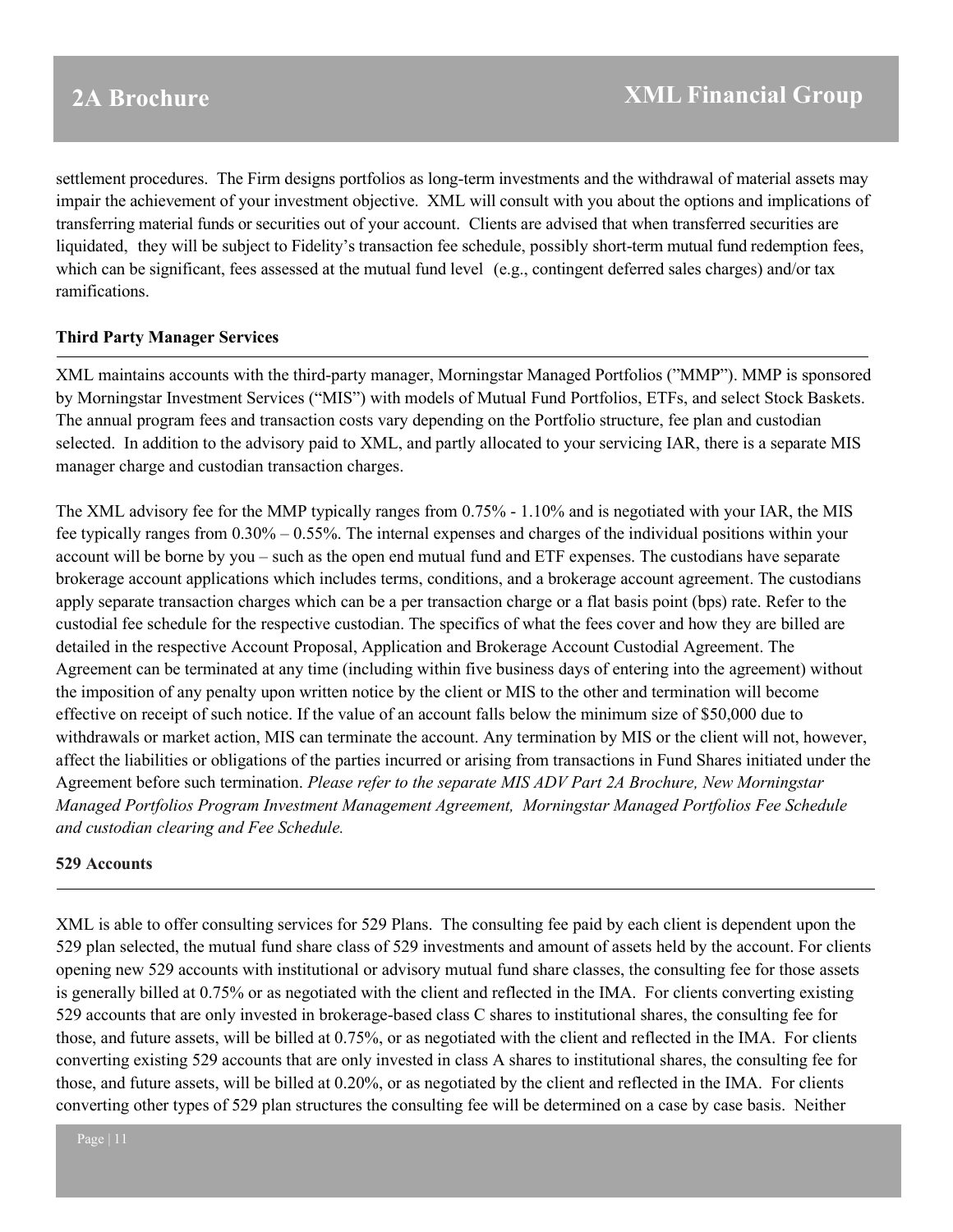settlement procedures. The Firm designs portfolios as long-term investments and the withdrawal of material assets may impair the achievement of your investment objective. XML will consult with you about the options and implications of transferring material funds or securities out of your account. Clients are advised that when transferred securities are liquidated, they will be subject to Fidelity's transaction fee schedule, possibly short-term mutual fund redemption fees, which can be significant, fees assessed at the mutual fund level (e.g., contingent deferred sales charges) and/or tax ramifications.

### Third Party Manager Services

XML maintains accounts with the third-party manager, Morningstar Managed Portfolios ("MMP"). MMP is sponsored by Morningstar Investment Services ("MIS") with models of Mutual Fund Portfolios, ETFs, and select Stock Baskets. The annual program fees and transaction costs vary depending on the Portfolio structure, fee plan and custodian selected. In addition to the advisory paid to XML, and partly allocated to your servicing IAR, there is a separate MIS manager charge and custodian transaction charges.

The XML advisory fee for the MMP typically ranges from 0.75% - 1.10% and is negotiated with your IAR, the MIS fee typically ranges from 0.30% – 0.55%. The internal expenses and charges of the individual positions within your account will be borne by you – such as the open end mutual fund and ETF expenses. The custodians have separate brokerage account applications which includes terms, conditions, and a brokerage account agreement. The custodians apply separate transaction charges which can be a per transaction charge or a flat basis point (bps) rate. Refer to the custodial fee schedule for the respective custodian. The specifics of what the fees cover and how they are billed are detailed in the respective Account Proposal, Application and Brokerage Account Custodial Agreement. The Agreement can be terminated at any time (including within five business days of entering into the agreement) without the imposition of any penalty upon written notice by the client or MIS to the other and termination will become effective on receipt of such notice. If the value of an account falls below the minimum size of $50,000 due to withdrawals or market action, MIS can terminate the account. Any termination by MIS or the client will not, however, affect the liabilities or obligations of the parties incurred or arising from transactions in Fund Shares initiated under the Agreement before such termination. *Please refer to the separate MIS ADV Part 2A Brochure, New Morningstar Managed Portfolios Program Investment Management Agreement, Morningstar Managed Portfolios Fee Schedule and custodian clearing and Fee Schedule.*

### 529 Accounts

XML is able to offer consulting services for 529 Plans. The consulting fee paid by each client is dependent upon the 529 plan selected, the mutual fund share class of 529 investments and amount of assets held by the account. For clients opening new 529 accounts with institutional or advisory mutual fund share classes, the consulting fee for those assets is generally billed at 0.75% or as negotiated with the client and reflected in the IMA. For clients converting existing 529 accounts that are only invested in brokerage-based class C shares to institutional shares, the consulting fee for those, and future assets, will be billed at 0.75%, or as negotiated with the client and reflected in the IMA. For clients converting existing 529 accounts that are only invested in class A shares to institutional shares, the consulting fee for those, and future assets, will be billed at 0.20%, or as negotiated by the client and reflected in the IMA. For clients converting other types of 529 plan structures the consulting fee will be determined on a case by case basis. Neither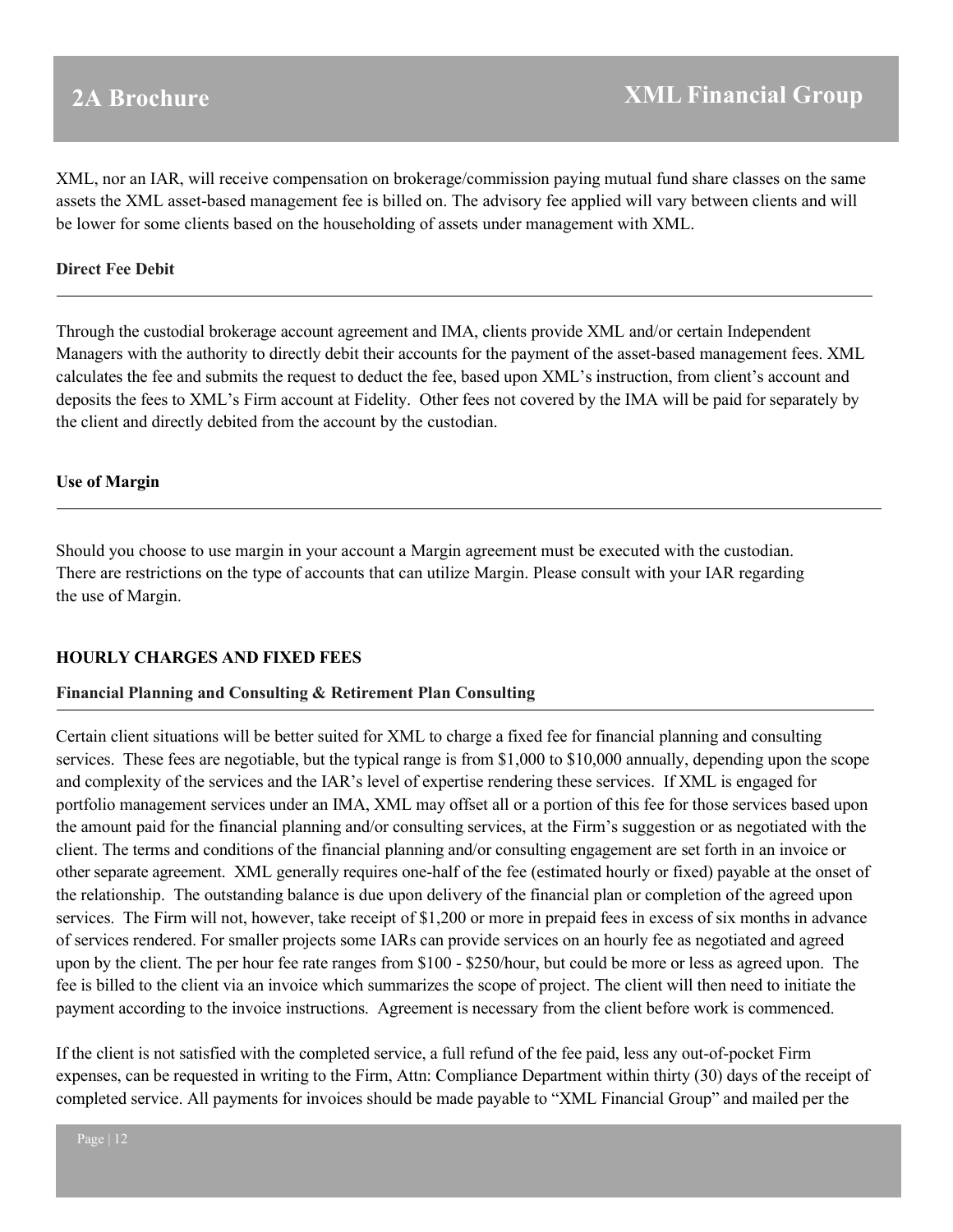XML, nor an IAR, will receive compensation on brokerage/commission paying mutual fund share classes on the same assets the XML asset-based management fee is billed on. The advisory fee applied will vary between clients and will be lower for some clients based on the householding of assets under management with XML.

**Direct Fee Debit**

Through the custodial brokerage account agreement and IMA, clients provide XML and/or certain Independent Managers with the authority to directly debit their accounts for the payment of the asset-based management fees. XML calculates the fee and submits the request to deduct the fee, based upon XML's instruction, from client's account and deposits the fees to XML's Firm account at Fidelity. Other fees not covered by the IMA will be paid for separately by the client and directly debited from the account by the custodian.

**Use of Margin**

Should you choose to use margin in your account a Margin agreement must be executed with the custodian. There are restrictions on the type of accounts that can utilize Margin. Please consult with your IAR regarding the use of Margin.

**HOURLY CHARGES AND FIXED FEES**

**Financial Planning and Consulting & Retirement Plan Consulting**

Certain client situations will be better suited for XML to charge a fixed fee for financial planning and consulting services. These fees are negotiable, but the typical range is from $1,000 to $10,000 annually, depending upon the scope and complexity of the services and the IAR's level of expertise rendering these services. If XML is engaged for portfolio management services under an IMA, XML may offset all or a portion of this fee for those services based upon the amount paid for the financial planning and/or consulting services, at the Firm's suggestion or as negotiated with the client. The terms and conditions of the financial planning and/or consulting engagement are set forth in an invoice or other separate agreement. XML generally requires one-half of the fee (estimated hourly or fixed) payable at the onset of the relationship. The outstanding balance is due upon delivery of the financial plan or completion of the agreed upon services. The Firm will not, however, take receipt of $1,200 or more in prepaid fees in excess of six months in advance of services rendered. For smaller projects some IARs can provide services on an hourly fee as negotiated and agreed upon by the client. The per hour fee rate ranges from $100 - $250/hour, but could be more or less as agreed upon. The fee is billed to the client via an invoice which summarizes the scope of project. The client will then need to initiate the payment according to the invoice instructions. Agreement is necessary from the client before work is commenced.

If the client is not satisfied with the completed service, a full refund of the fee paid, less any out-of-pocket Firm expenses, can be requested in writing to the Firm, Attn: Compliance Department within thirty (30) days of the receipt of completed service. All payments for invoices should be made payable to "XML Financial Group" and mailed per the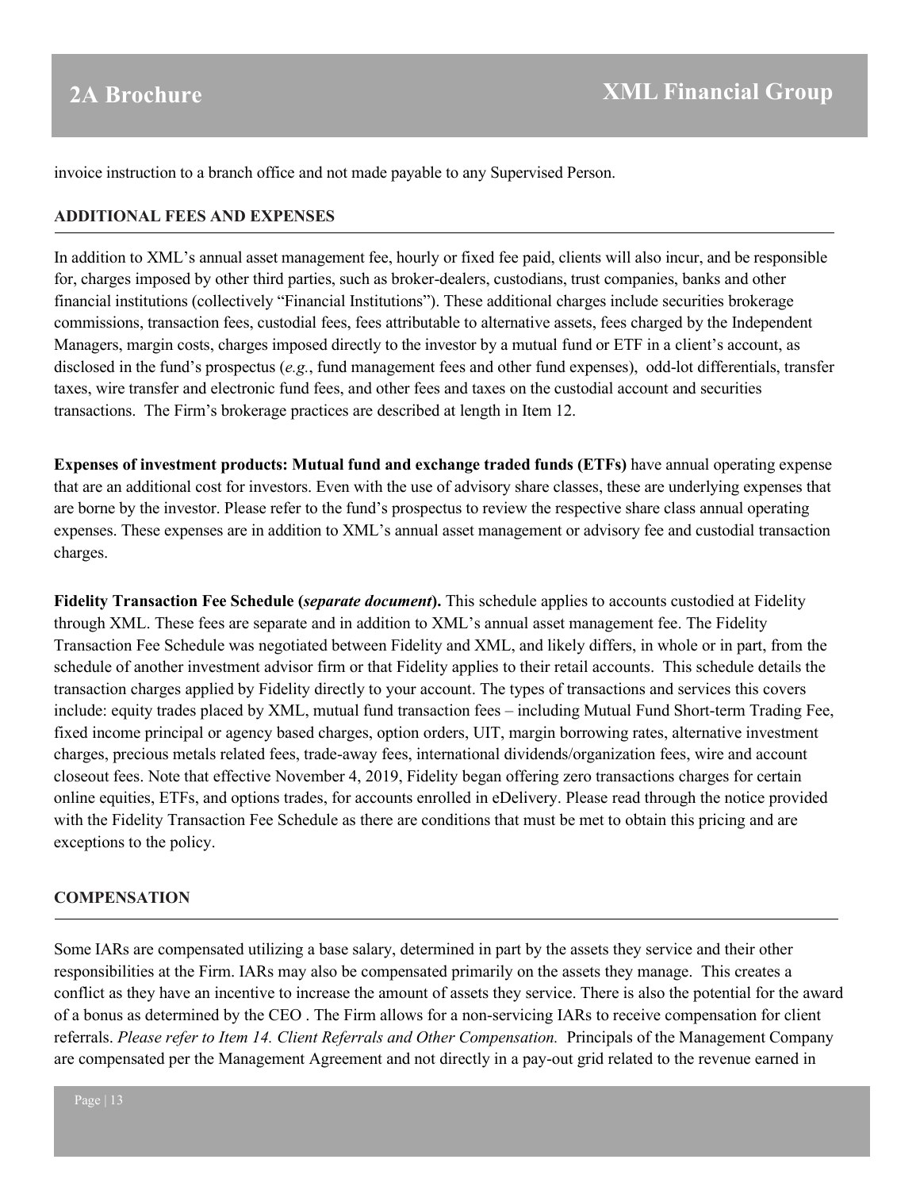invoice instruction to a branch office and not made payable to any Supervised Person.

## ADDITIONAL FEES AND EXPENSES

In addition to XML's annual asset management fee, hourly or fixed fee paid, clients will also incur, and be responsible for, charges imposed by other third parties, such as broker-dealers, custodians, trust companies, banks and other financial institutions (collectively "Financial Institutions"). These additional charges include securities brokerage commissions, transaction fees, custodial fees, fees attributable to alternative assets, fees charged by the Independent Managers, margin costs, charges imposed directly to the investor by a mutual fund or ETF in a client's account, as disclosed in the fund's prospectus (*e.g.*, fund management fees and other fund expenses), odd-lot differentials, transfer taxes, wire transfer and electronic fund fees, and other fees and taxes on the custodial account and securities transactions. The Firm's brokerage practices are described at length in Item 12.

**Expenses of investment products: Mutual fund and exchange traded funds (ETFs)** have annual operating expense that are an additional cost for investors. Even with the use of advisory share classes, these are underlying expenses that are borne by the investor. Please refer to the fund's prospectus to review the respective share class annual operating expenses. These expenses are in addition to XML's annual asset management or advisory fee and custodial transaction charges.

**Fidelity Transaction Fee Schedule (*separate document*).** This schedule applies to accounts custodied at Fidelity through XML. These fees are separate and in addition to XML's annual asset management fee. The Fidelity Transaction Fee Schedule was negotiated between Fidelity and XML, and likely differs, in whole or in part, from the schedule of another investment advisor firm or that Fidelity applies to their retail accounts. This schedule details the transaction charges applied by Fidelity directly to your account. The types of transactions and services this covers include: equity trades placed by XML, mutual fund transaction fees – including Mutual Fund Short-term Trading Fee, fixed income principal or agency based charges, option orders, UIT, margin borrowing rates, alternative investment charges, precious metals related fees, trade-away fees, international dividends/organization fees, wire and account closeout fees. Note that effective November 4, 2019, Fidelity began offering zero transactions charges for certain online equities, ETFs, and options trades, for accounts enrolled in eDelivery. Please read through the notice provided with the Fidelity Transaction Fee Schedule as there are conditions that must be met to obtain this pricing and are exceptions to the policy.

## COMPENSATION

Some IARs are compensated utilizing a base salary, determined in part by the assets they service and their other responsibilities at the Firm. IARs may also be compensated primarily on the assets they manage. This creates a conflict as they have an incentive to increase the amount of assets they service. There is also the potential for the award of a bonus as determined by the CEO . The Firm allows for a non-servicing IARs to receive compensation for client referrals. *Please refer to Item 14. Client Referrals and Other Compensation.* Principals of the Management Company are compensated per the Management Agreement and not directly in a pay-out grid related to the revenue earned in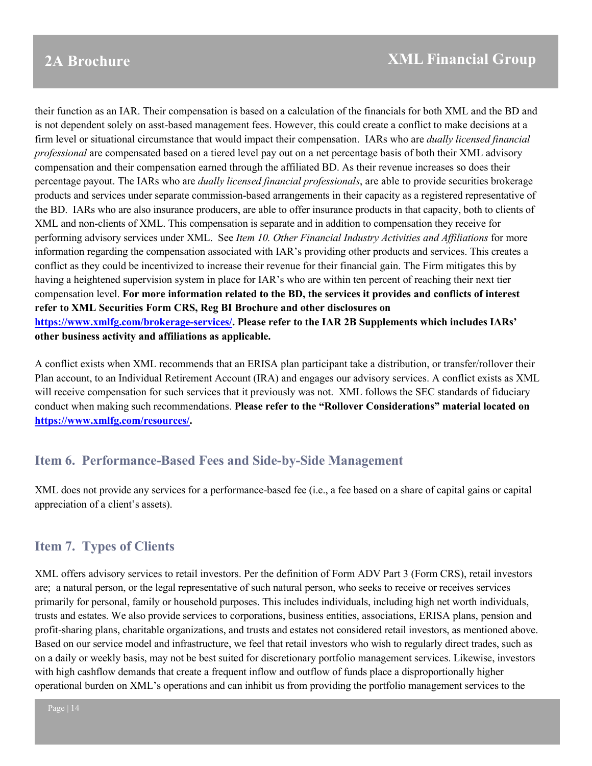their function as an IAR. Their compensation is based on a calculation of the financials for both XML and the BD and is not dependent solely on asst-based management fees. However, this could create a conflict to make decisions at a firm level or situational circumstance that would impact their compensation. IARs who are *dually licensed financial professional* are compensated based on a tiered level pay out on a net percentage basis of both their XML advisory compensation and their compensation earned through the affiliated BD. As their revenue increases so does their percentage payout. The IARs who are *dually licensed financial professionals*, are able to provide securities brokerage products and services under separate commission-based arrangements in their capacity as a registered representative of the BD. IARs who are also insurance producers, are able to offer insurance products in that capacity, both to clients of XML and non-clients of XML. This compensation is separate and in addition to compensation they receive for performing advisory services under XML. See *Item 10. Other Financial Industry Activities and Affiliations* for more information regarding the compensation associated with IAR's providing other products and services. This creates a conflict as they could be incentivized to increase their revenue for their financial gain. The Firm mitigates this by having a heightened supervision system in place for IAR's who are within ten percent of reaching their next tier compensation level. **For more information related to the BD, the services it provides and conflicts of interest refer to XML Securities Form CRS, Reg BI Brochure and other disclosures on [https://www.xmlfg.com/brokerage-services/](https://www.xmlfg.com/brokerage-services/). Please refer to the IAR 2B Supplements which includes IARs' other business activity and affiliations as applicable.**

A conflict exists when XML recommends that an ERISA plan participant take a distribution, or transfer/rollover their Plan account, to an Individual Retirement Account (IRA) and engages our advisory services. A conflict exists as XML will receive compensation for such services that it previously was not. XML follows the SEC standards of fiduciary conduct when making such recommendations. **Please refer to the "Rollover Considerations" material located on [https://www.xmlfg.com/resources/](https://www.xmlfg.com/resources/).**

## Item 6. Performance-Based Fees and Side-by-Side Management

XML does not provide any services for a performance-based fee (i.e., a fee based on a share of capital gains or capital appreciation of a client's assets).

## Item 7. Types of Clients

XML offers advisory services to retail investors. Per the definition of Form ADV Part 3 (Form CRS), retail investors are; a natural person, or the legal representative of such natural person, who seeks to receive or receives services primarily for personal, family or household purposes. This includes individuals, including high net worth individuals, trusts and estates. We also provide services to corporations, business entities, associations, ERISA plans, pension and profit-sharing plans, charitable organizations, and trusts and estates not considered retail investors, as mentioned above. Based on our service model and infrastructure, we feel that retail investors who wish to regularly direct trades, such as on a daily or weekly basis, may not be best suited for discretionary portfolio management services. Likewise, investors with high cashflow demands that create a frequent inflow and outflow of funds place a disproportionally higher operational burden on XML's operations and can inhibit us from providing the portfolio management services to the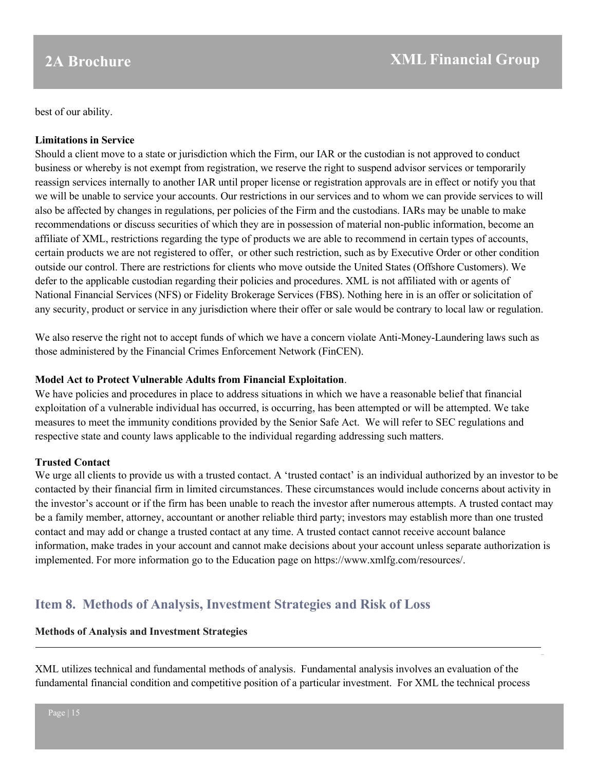best of our ability.

**Limitations in Service**

Should a client move to a state or jurisdiction which the Firm, our IAR or the custodian is not approved to conduct business or whereby is not exempt from registration, we reserve the right to suspend advisor services or temporarily reassign services internally to another IAR until proper license or registration approvals are in effect or notify you that we will be unable to service your accounts. Our restrictions in our services and to whom we can provide services to will also be affected by changes in regulations, per policies of the Firm and the custodians. IARs may be unable to make recommendations or discuss securities of which they are in possession of material non-public information, become an affiliate of XML, restrictions regarding the type of products we are able to recommend in certain types of accounts, certain products we are not registered to offer, or other such restriction, such as by Executive Order or other condition outside our control. There are restrictions for clients who move outside the United States (Offshore Customers). We defer to the applicable custodian regarding their policies and procedures. XML is not affiliated with or agents of National Financial Services (NFS) or Fidelity Brokerage Services (FBS). Nothing here in is an offer or solicitation of any security, product or service in any jurisdiction where their offer or sale would be contrary to local law or regulation.

We also reserve the right not to accept funds of which we have a concern violate Anti-Money-Laundering laws such as those administered by the Financial Crimes Enforcement Network (FinCEN).

**Model Act to Protect Vulnerable Adults from Financial Exploitation**.

We have policies and procedures in place to address situations in which we have a reasonable belief that financial exploitation of a vulnerable individual has occurred, is occurring, has been attempted or will be attempted. We take measures to meet the immunity conditions provided by the Senior Safe Act. We will refer to SEC regulations and respective state and county laws applicable to the individual regarding addressing such matters.

**Trusted Contact**

We urge all clients to provide us with a trusted contact. A 'trusted contact' is an individual authorized by an investor to be contacted by their financial firm in limited circumstances. These circumstances would include concerns about activity in the investor's account or if the firm has been unable to reach the investor after numerous attempts. A trusted contact may be a family member, attorney, accountant or another reliable third party; investors may establish more than one trusted contact and may add or change a trusted contact at any time. A trusted contact cannot receive account balance information, make trades in your account and cannot make decisions about your account unless separate authorization is implemented. For more information go to the Education page on https://www.xmlfg.com/resources/.

## Item 8. Methods of Analysis, Investment Strategies and Risk of Loss

**Methods of Analysis and Investment Strategies**

---

XML utilizes technical and fundamental methods of analysis. Fundamental analysis involves an evaluation of the fundamental financial condition and competitive position of a particular investment. For XML the technical process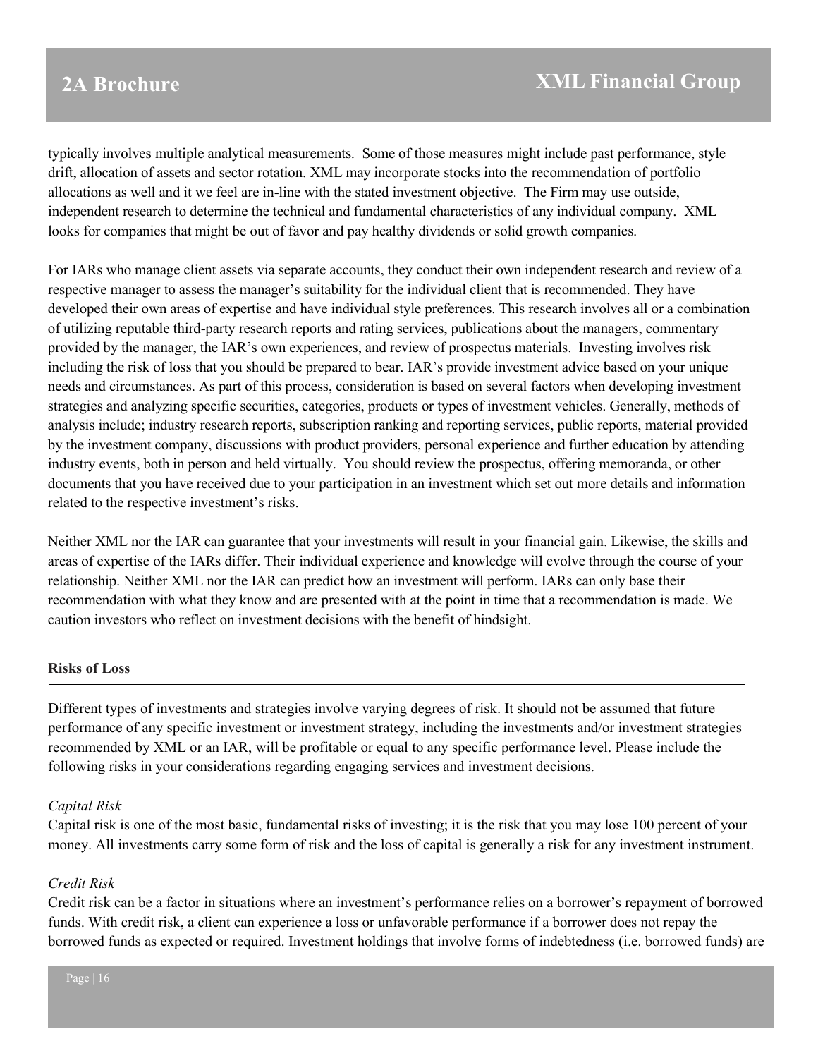typically involves multiple analytical measurements. Some of those measures might include past performance, style drift, allocation of assets and sector rotation. XML may incorporate stocks into the recommendation of portfolio allocations as well and it we feel are in-line with the stated investment objective. The Firm may use outside, independent research to determine the technical and fundamental characteristics of any individual company. XML looks for companies that might be out of favor and pay healthy dividends or solid growth companies.

For IARs who manage client assets via separate accounts, they conduct their own independent research and review of a respective manager to assess the manager's suitability for the individual client that is recommended. They have developed their own areas of expertise and have individual style preferences. This research involves all or a combination of utilizing reputable third-party research reports and rating services, publications about the managers, commentary provided by the manager, the IAR's own experiences, and review of prospectus materials. Investing involves risk including the risk of loss that you should be prepared to bear. IAR's provide investment advice based on your unique needs and circumstances. As part of this process, consideration is based on several factors when developing investment strategies and analyzing specific securities, categories, products or types of investment vehicles. Generally, methods of analysis include; industry research reports, subscription ranking and reporting services, public reports, material provided by the investment company, discussions with product providers, personal experience and further education by attending industry events, both in person and held virtually. You should review the prospectus, offering memoranda, or other documents that you have received due to your participation in an investment which set out more details and information related to the respective investment's risks.

Neither XML nor the IAR can guarantee that your investments will result in your financial gain. Likewise, the skills and areas of expertise of the IARs differ. Their individual experience and knowledge will evolve through the course of your relationship. Neither XML nor the IAR can predict how an investment will perform. IARs can only base their recommendation with what they know and are presented with at the point in time that a recommendation is made. We caution investors who reflect on investment decisions with the benefit of hindsight.

**Risks of Loss**

Different types of investments and strategies involve varying degrees of risk. It should not be assumed that future performance of any specific investment or investment strategy, including the investments and/or investment strategies recommended by XML or an IAR, will be profitable or equal to any specific performance level. Please include the following risks in your considerations regarding engaging services and investment decisions.

*Capital Risk*

Capital risk is one of the most basic, fundamental risks of investing; it is the risk that you may lose 100 percent of your money. All investments carry some form of risk and the loss of capital is generally a risk for any investment instrument.

*Credit Risk*

Credit risk can be a factor in situations where an investment's performance relies on a borrower's repayment of borrowed funds. With credit risk, a client can experience a loss or unfavorable performance if a borrower does not repay the borrowed funds as expected or required. Investment holdings that involve forms of indebtedness (i.e. borrowed funds) are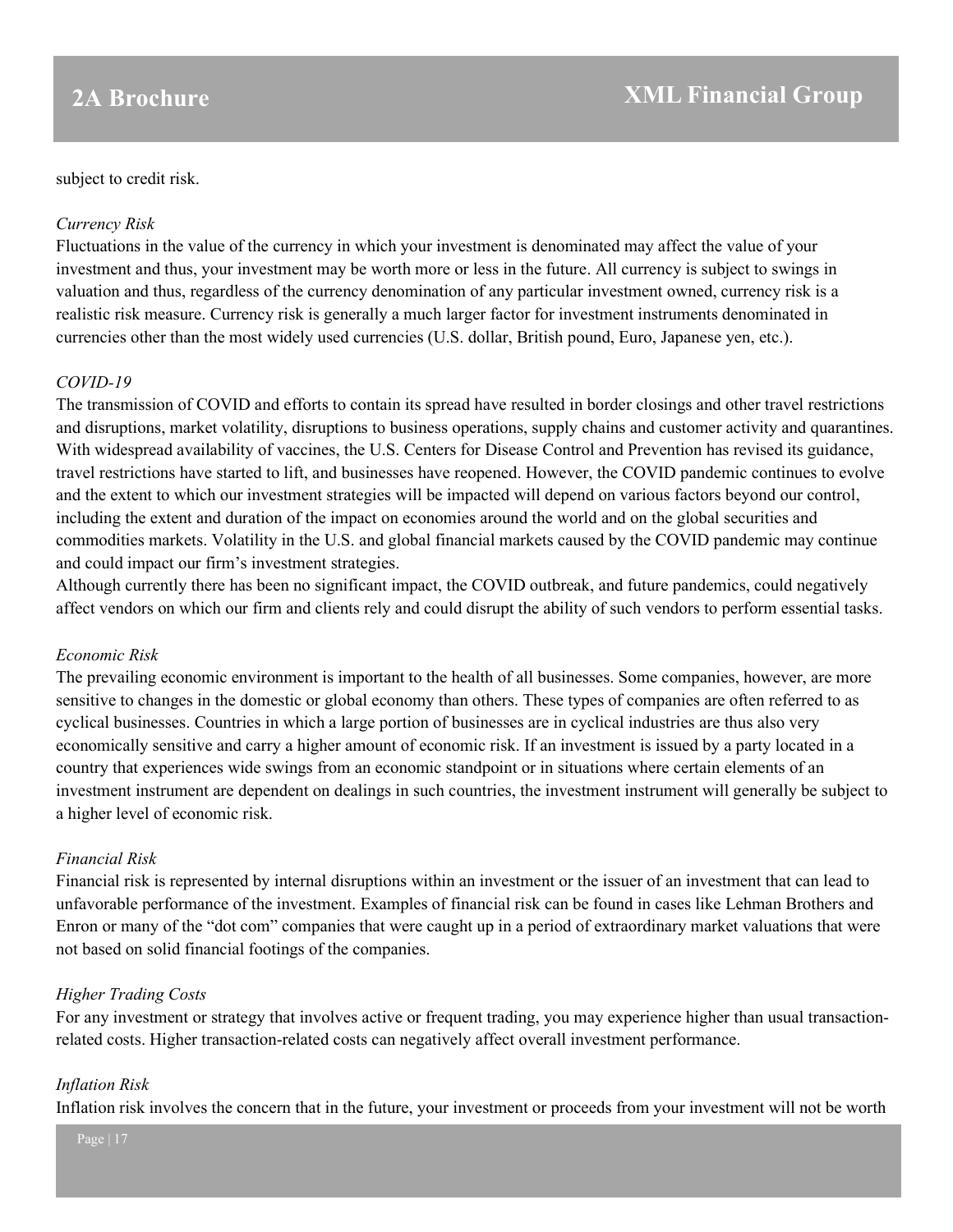subject to credit risk.

*Currency Risk*
Fluctuations in the value of the currency in which your investment is denominated may affect the value of your investment and thus, your investment may be worth more or less in the future. All currency is subject to swings in valuation and thus, regardless of the currency denomination of any particular investment owned, currency risk is a realistic risk measure. Currency risk is generally a much larger factor for investment instruments denominated in currencies other than the most widely used currencies (U.S. dollar, British pound, Euro, Japanese yen, etc.).

*COVID-19*
The transmission of COVID and efforts to contain its spread have resulted in border closings and other travel restrictions and disruptions, market volatility, disruptions to business operations, supply chains and customer activity and quarantines. With widespread availability of vaccines, the U.S. Centers for Disease Control and Prevention has revised its guidance, travel restrictions have started to lift, and businesses have reopened. However, the COVID pandemic continues to evolve and the extent to which our investment strategies will be impacted will depend on various factors beyond our control, including the extent and duration of the impact on economies around the world and on the global securities and commodities markets. Volatility in the U.S. and global financial markets caused by the COVID pandemic may continue and could impact our firm's investment strategies.
Although currently there has been no significant impact, the COVID outbreak, and future pandemics, could negatively affect vendors on which our firm and clients rely and could disrupt the ability of such vendors to perform essential tasks.

*Economic Risk*
The prevailing economic environment is important to the health of all businesses. Some companies, however, are more sensitive to changes in the domestic or global economy than others. These types of companies are often referred to as cyclical businesses. Countries in which a large portion of businesses are in cyclical industries are thus also very economically sensitive and carry a higher amount of economic risk. If an investment is issued by a party located in a country that experiences wide swings from an economic standpoint or in situations where certain elements of an investment instrument are dependent on dealings in such countries, the investment instrument will generally be subject to a higher level of economic risk.

*Financial Risk*
Financial risk is represented by internal disruptions within an investment or the issuer of an investment that can lead to unfavorable performance of the investment. Examples of financial risk can be found in cases like Lehman Brothers and Enron or many of the "dot com" companies that were caught up in a period of extraordinary market valuations that were not based on solid financial footings of the companies.

*Higher Trading Costs*
For any investment or strategy that involves active or frequent trading, you may experience higher than usual transaction-related costs. Higher transaction-related costs can negatively affect overall investment performance.

*Inflation Risk*
Inflation risk involves the concern that in the future, your investment or proceeds from your investment will not be worth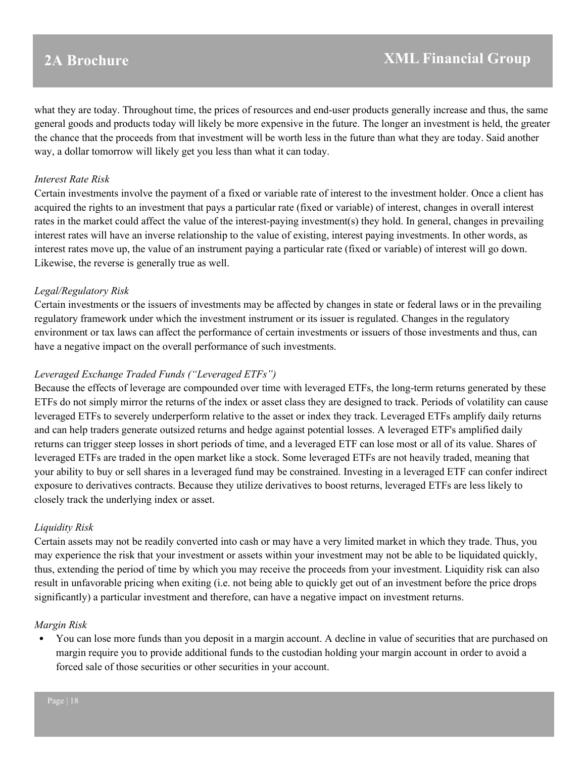what they are today. Throughout time, the prices of resources and end-user products generally increase and thus, the same general goods and products today will likely be more expensive in the future. The longer an investment is held, the greater the chance that the proceeds from that investment will be worth less in the future than what they are today. Said another way, a dollar tomorrow will likely get you less than what it can today.

*Interest Rate Risk*

Certain investments involve the payment of a fixed or variable rate of interest to the investment holder. Once a client has acquired the rights to an investment that pays a particular rate (fixed or variable) of interest, changes in overall interest rates in the market could affect the value of the interest-paying investment(s) they hold. In general, changes in prevailing interest rates will have an inverse relationship to the value of existing, interest paying investments. In other words, as interest rates move up, the value of an instrument paying a particular rate (fixed or variable) of interest will go down. Likewise, the reverse is generally true as well.

*Legal/Regulatory Risk*

Certain investments or the issuers of investments may be affected by changes in state or federal laws or in the prevailing regulatory framework under which the investment instrument or its issuer is regulated. Changes in the regulatory environment or tax laws can affect the performance of certain investments or issuers of those investments and thus, can have a negative impact on the overall performance of such investments.

*Leveraged Exchange Traded Funds ("Leveraged ETFs")*

Because the effects of leverage are compounded over time with leveraged ETFs, the long-term returns generated by these ETFs do not simply mirror the returns of the index or asset class they are designed to track. Periods of volatility can cause leveraged ETFs to severely underperform relative to the asset or index they track. Leveraged ETFs amplify daily returns and can help traders generate outsized returns and hedge against potential losses. A leveraged ETF's amplified daily returns can trigger steep losses in short periods of time, and a leveraged ETF can lose most or all of its value. Shares of leveraged ETFs are traded in the open market like a stock. Some leveraged ETFs are not heavily traded, meaning that your ability to buy or sell shares in a leveraged fund may be constrained. Investing in a leveraged ETF can confer indirect exposure to derivatives contracts. Because they utilize derivatives to boost returns, leveraged ETFs are less likely to closely track the underlying index or asset.

*Liquidity Risk*

Certain assets may not be readily converted into cash or may have a very limited market in which they trade. Thus, you may experience the risk that your investment or assets within your investment may not be able to be liquidated quickly, thus, extending the period of time by which you may receive the proceeds from your investment. Liquidity risk can also result in unfavorable pricing when exiting (i.e. not being able to quickly get out of an investment before the price drops significantly) a particular investment and therefore, can have a negative impact on investment returns.

*Margin Risk*

- You can lose more funds than you deposit in a margin account. A decline in value of securities that are purchased on margin require you to provide additional funds to the custodian holding your margin account in order to avoid a forced sale of those securities or other securities in your account.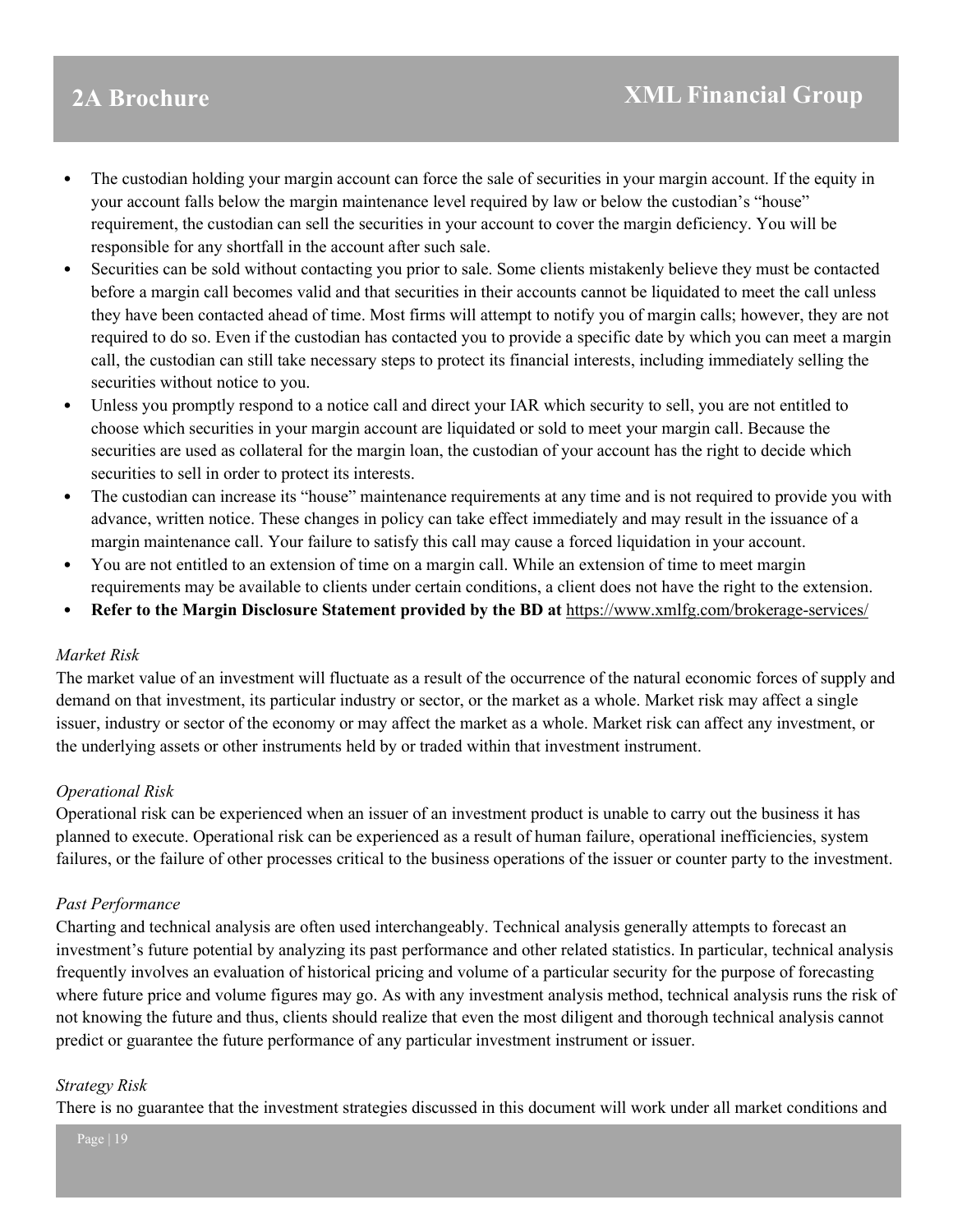- The custodian holding your margin account can force the sale of securities in your margin account. If the equity in your account falls below the margin maintenance level required by law or below the custodian's "house" requirement, the custodian can sell the securities in your account to cover the margin deficiency. You will be responsible for any shortfall in the account after such sale.
- Securities can be sold without contacting you prior to sale. Some clients mistakenly believe they must be contacted before a margin call becomes valid and that securities in their accounts cannot be liquidated to meet the call unless they have been contacted ahead of time. Most firms will attempt to notify you of margin calls; however, they are not required to do so. Even if the custodian has contacted you to provide a specific date by which you can meet a margin call, the custodian can still take necessary steps to protect its financial interests, including immediately selling the securities without notice to you.
- Unless you promptly respond to a notice call and direct your IAR which security to sell, you are not entitled to choose which securities in your margin account are liquidated or sold to meet your margin call. Because the securities are used as collateral for the margin loan, the custodian of your account has the right to decide which securities to sell in order to protect its interests.
- The custodian can increase its "house" maintenance requirements at any time and is not required to provide you with advance, written notice. These changes in policy can take effect immediately and may result in the issuance of a margin maintenance call. Your failure to satisfy this call may cause a forced liquidation in your account.
- You are not entitled to an extension of time on a margin call. While an extension of time to meet margin requirements may be available to clients under certain conditions, a client does not have the right to the extension.
- **Refer to the Margin Disclosure Statement provided by the BD at** https://www.xmlfg.com/brokerage-services/

*Market Risk*

The market value of an investment will fluctuate as a result of the occurrence of the natural economic forces of supply and demand on that investment, its particular industry or sector, or the market as a whole. Market risk may affect a single issuer, industry or sector of the economy or may affect the market as a whole. Market risk can affect any investment, or the underlying assets or other instruments held by or traded within that investment instrument.

*Operational Risk*

Operational risk can be experienced when an issuer of an investment product is unable to carry out the business it has planned to execute. Operational risk can be experienced as a result of human failure, operational inefficiencies, system failures, or the failure of other processes critical to the business operations of the issuer or counter party to the investment.

*Past Performance*

Charting and technical analysis are often used interchangeably. Technical analysis generally attempts to forecast an investment's future potential by analyzing its past performance and other related statistics. In particular, technical analysis frequently involves an evaluation of historical pricing and volume of a particular security for the purpose of forecasting where future price and volume figures may go. As with any investment analysis method, technical analysis runs the risk of not knowing the future and thus, clients should realize that even the most diligent and thorough technical analysis cannot predict or guarantee the future performance of any particular investment instrument or issuer.

*Strategy Risk*

There is no guarantee that the investment strategies discussed in this document will work under all market conditions and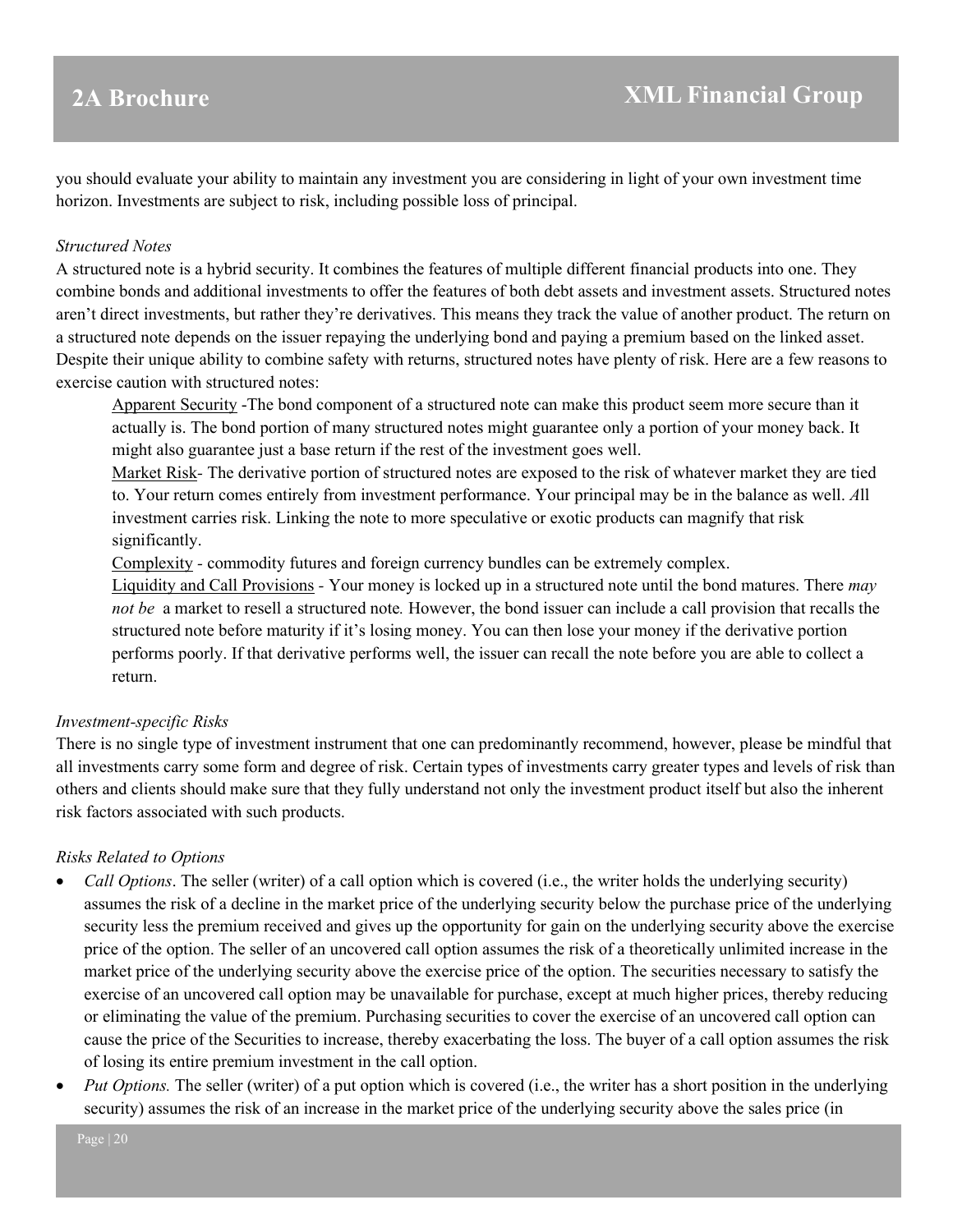you should evaluate your ability to maintain any investment you are considering in light of your own investment time horizon. Investments are subject to risk, including possible loss of principal.

*Structured Notes*

A structured note is a hybrid security. It combines the features of multiple different financial products into one. They combine bonds and additional investments to offer the features of both debt assets and investment assets. Structured notes aren't direct investments, but rather they're derivatives. This means they track the value of another product. The return on a structured note depends on the issuer repaying the underlying bond and paying a premium based on the linked asset. Despite their unique ability to combine safety with returns, structured notes have plenty of risk. Here are a few reasons to exercise caution with structured notes:

> Apparent Security -The bond component of a structured note can make this product seem more secure than it actually is. The bond portion of many structured notes might guarantee only a portion of your money back. It might also guarantee just a base return if the rest of the investment goes well.
>
> Market Risk- The derivative portion of structured notes are exposed to the risk of whatever market they are tied to. Your return comes entirely from investment performance. Your principal may be in the balance as well. *A*ll investment carries risk. Linking the note to more speculative or exotic products can magnify that risk significantly.
>
> Complexity - commodity futures and foreign currency bundles can be extremely complex.
>
> Liquidity and Call Provisions - Your money is locked up in a structured note until the bond matures. There *may not be* a market to resell a structured note*.* However, the bond issuer can include a call provision that recalls the structured note before maturity if it's losing money. You can then lose your money if the derivative portion performs poorly. If that derivative performs well, the issuer can recall the note before you are able to collect a return.

*Investment-specific Risks*

There is no single type of investment instrument that one can predominantly recommend, however, please be mindful that all investments carry some form and degree of risk. Certain types of investments carry greater types and levels of risk than others and clients should make sure that they fully understand not only the investment product itself but also the inherent risk factors associated with such products.

*Risks Related to Options*

- *Call Options*. The seller (writer) of a call option which is covered (i.e., the writer holds the underlying security) assumes the risk of a decline in the market price of the underlying security below the purchase price of the underlying security less the premium received and gives up the opportunity for gain on the underlying security above the exercise price of the option. The seller of an uncovered call option assumes the risk of a theoretically unlimited increase in the market price of the underlying security above the exercise price of the option. The securities necessary to satisfy the exercise of an uncovered call option may be unavailable for purchase, except at much higher prices, thereby reducing or eliminating the value of the premium. Purchasing securities to cover the exercise of an uncovered call option can cause the price of the Securities to increase, thereby exacerbating the loss. The buyer of a call option assumes the risk of losing its entire premium investment in the call option.
- *Put Options.* The seller (writer) of a put option which is covered (i.e., the writer has a short position in the underlying security) assumes the risk of an increase in the market price of the underlying security above the sales price (in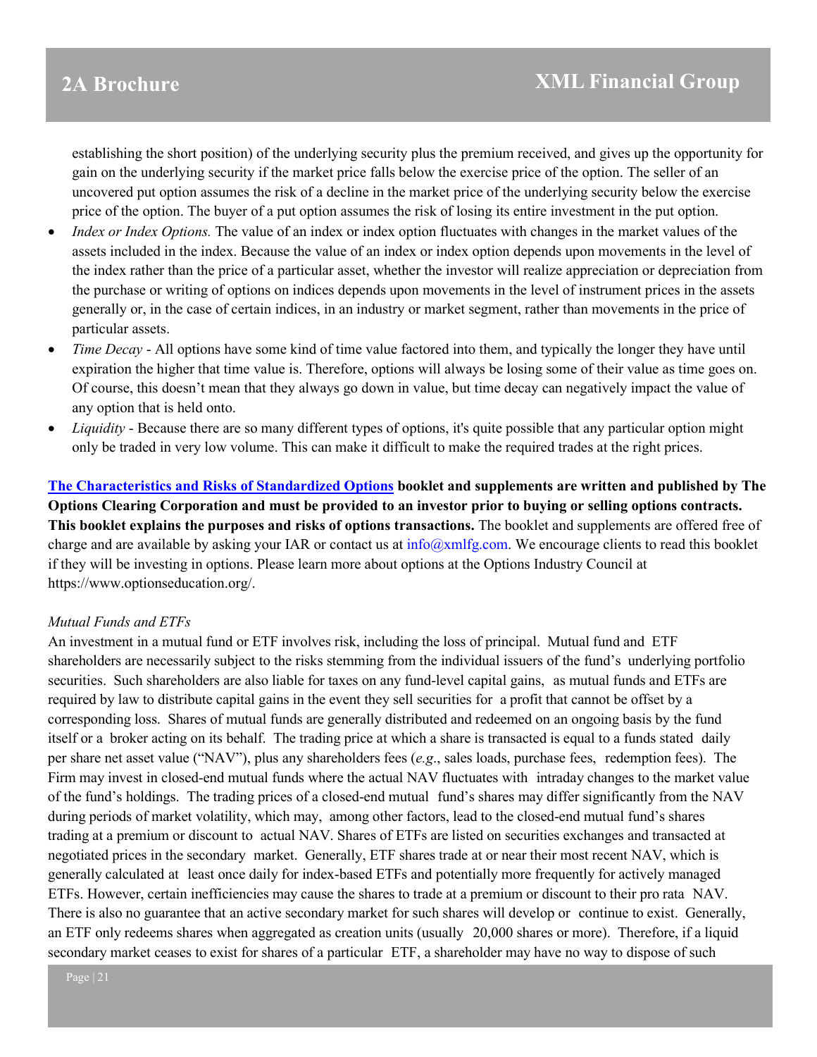establishing the short position) of the underlying security plus the premium received, and gives up the opportunity for gain on the underlying security if the market price falls below the exercise price of the option. The seller of an uncovered put option assumes the risk of a decline in the market price of the underlying security below the exercise price of the option. The buyer of a put option assumes the risk of losing its entire investment in the put option.

- *Index or Index Options.* The value of an index or index option fluctuates with changes in the market values of the assets included in the index. Because the value of an index or index option depends upon movements in the level of the index rather than the price of a particular asset, whether the investor will realize appreciation or depreciation from the purchase or writing of options on indices depends upon movements in the level of instrument prices in the assets generally or, in the case of certain indices, in an industry or market segment, rather than movements in the price of particular assets.
- *Time Decay* - All options have some kind of time value factored into them, and typically the longer they have until expiration the higher that time value is. Therefore, options will always be losing some of their value as time goes on. Of course, this doesn't mean that they always go down in value, but time decay can negatively impact the value of any option that is held onto.
- *Liquidity* - Because there are so many different types of options, it's quite possible that any particular option might only be traded in very low volume. This can make it difficult to make the required trades at the right prices.

**The Characteristics and Risks of Standardized Options booklet and supplements are written and published by The Options Clearing Corporation and must be provided to an investor prior to buying or selling options contracts. This booklet explains the purposes and risks of options transactions.** The booklet and supplements are offered free of charge and are available by asking your IAR or contact us at info@xmlfg.com. We encourage clients to read this booklet if they will be investing in options. Please learn more about options at the Options Industry Council at https://www.optionseducation.org/.

*Mutual Funds and ETFs*

An investment in a mutual fund or ETF involves risk, including the loss of principal. Mutual fund and ETF shareholders are necessarily subject to the risks stemming from the individual issuers of the fund's underlying portfolio securities. Such shareholders are also liable for taxes on any fund-level capital gains, as mutual funds and ETFs are required by law to distribute capital gains in the event they sell securities for a profit that cannot be offset by a corresponding loss. Shares of mutual funds are generally distributed and redeemed on an ongoing basis by the fund itself or a broker acting on its behalf. The trading price at which a share is transacted is equal to a funds stated daily per share net asset value ("NAV"), plus any shareholders fees (*e.g*., sales loads, purchase fees, redemption fees). The Firm may invest in closed-end mutual funds where the actual NAV fluctuates with intraday changes to the market value of the fund's holdings. The trading prices of a closed-end mutual fund's shares may differ significantly from the NAV during periods of market volatility, which may, among other factors, lead to the closed-end mutual fund's shares trading at a premium or discount to actual NAV. Shares of ETFs are listed on securities exchanges and transacted at negotiated prices in the secondary market. Generally, ETF shares trade at or near their most recent NAV, which is generally calculated at least once daily for index-based ETFs and potentially more frequently for actively managed ETFs. However, certain inefficiencies may cause the shares to trade at a premium or discount to their pro rata NAV. There is also no guarantee that an active secondary market for such shares will develop or continue to exist. Generally, an ETF only redeems shares when aggregated as creation units (usually 20,000 shares or more). Therefore, if a liquid secondary market ceases to exist for shares of a particular ETF, a shareholder may have no way to dispose of such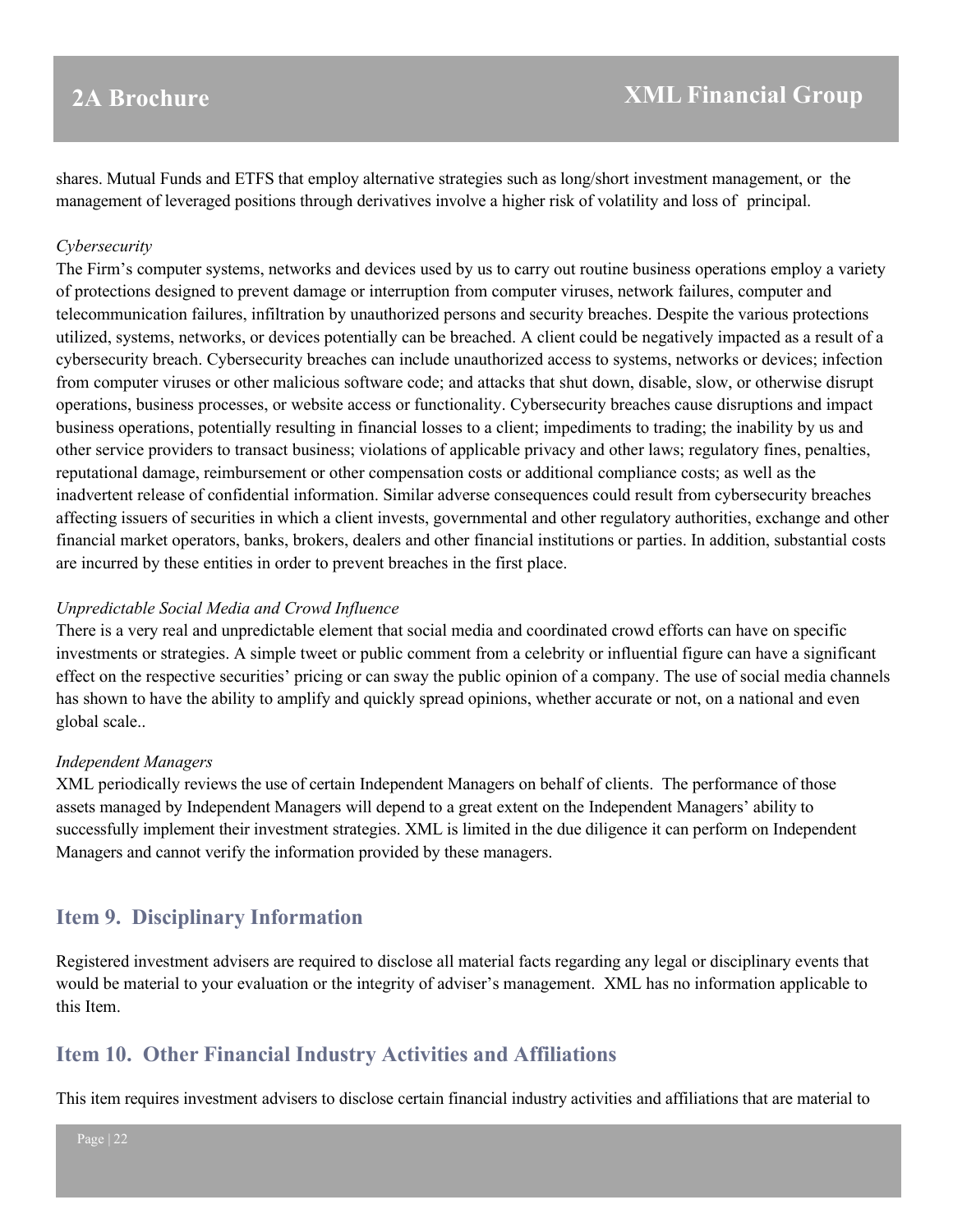shares. Mutual Funds and ETFS that employ alternative strategies such as long/short investment management, or the management of leveraged positions through derivatives involve a higher risk of volatility and loss of principal.

*Cybersecurity*

The Firm's computer systems, networks and devices used by us to carry out routine business operations employ a variety of protections designed to prevent damage or interruption from computer viruses, network failures, computer and telecommunication failures, infiltration by unauthorized persons and security breaches. Despite the various protections utilized, systems, networks, or devices potentially can be breached. A client could be negatively impacted as a result of a cybersecurity breach. Cybersecurity breaches can include unauthorized access to systems, networks or devices; infection from computer viruses or other malicious software code; and attacks that shut down, disable, slow, or otherwise disrupt operations, business processes, or website access or functionality. Cybersecurity breaches cause disruptions and impact business operations, potentially resulting in financial losses to a client; impediments to trading; the inability by us and other service providers to transact business; violations of applicable privacy and other laws; regulatory fines, penalties, reputational damage, reimbursement or other compensation costs or additional compliance costs; as well as the inadvertent release of confidential information. Similar adverse consequences could result from cybersecurity breaches affecting issuers of securities in which a client invests, governmental and other regulatory authorities, exchange and other financial market operators, banks, brokers, dealers and other financial institutions or parties. In addition, substantial costs are incurred by these entities in order to prevent breaches in the first place.

*Unpredictable Social Media and Crowd Influence*

There is a very real and unpredictable element that social media and coordinated crowd efforts can have on specific investments or strategies. A simple tweet or public comment from a celebrity or influential figure can have a significant effect on the respective securities' pricing or can sway the public opinion of a company. The use of social media channels has shown to have the ability to amplify and quickly spread opinions, whether accurate or not, on a national and even global scale..

*Independent Managers*

XML periodically reviews the use of certain Independent Managers on behalf of clients. The performance of those assets managed by Independent Managers will depend to a great extent on the Independent Managers' ability to successfully implement their investment strategies. XML is limited in the due diligence it can perform on Independent Managers and cannot verify the information provided by these managers.

## Item 9. Disciplinary Information

Registered investment advisers are required to disclose all material facts regarding any legal or disciplinary events that would be material to your evaluation or the integrity of adviser's management. XML has no information applicable to this Item.

## Item 10. Other Financial Industry Activities and Affiliations

This item requires investment advisers to disclose certain financial industry activities and affiliations that are material to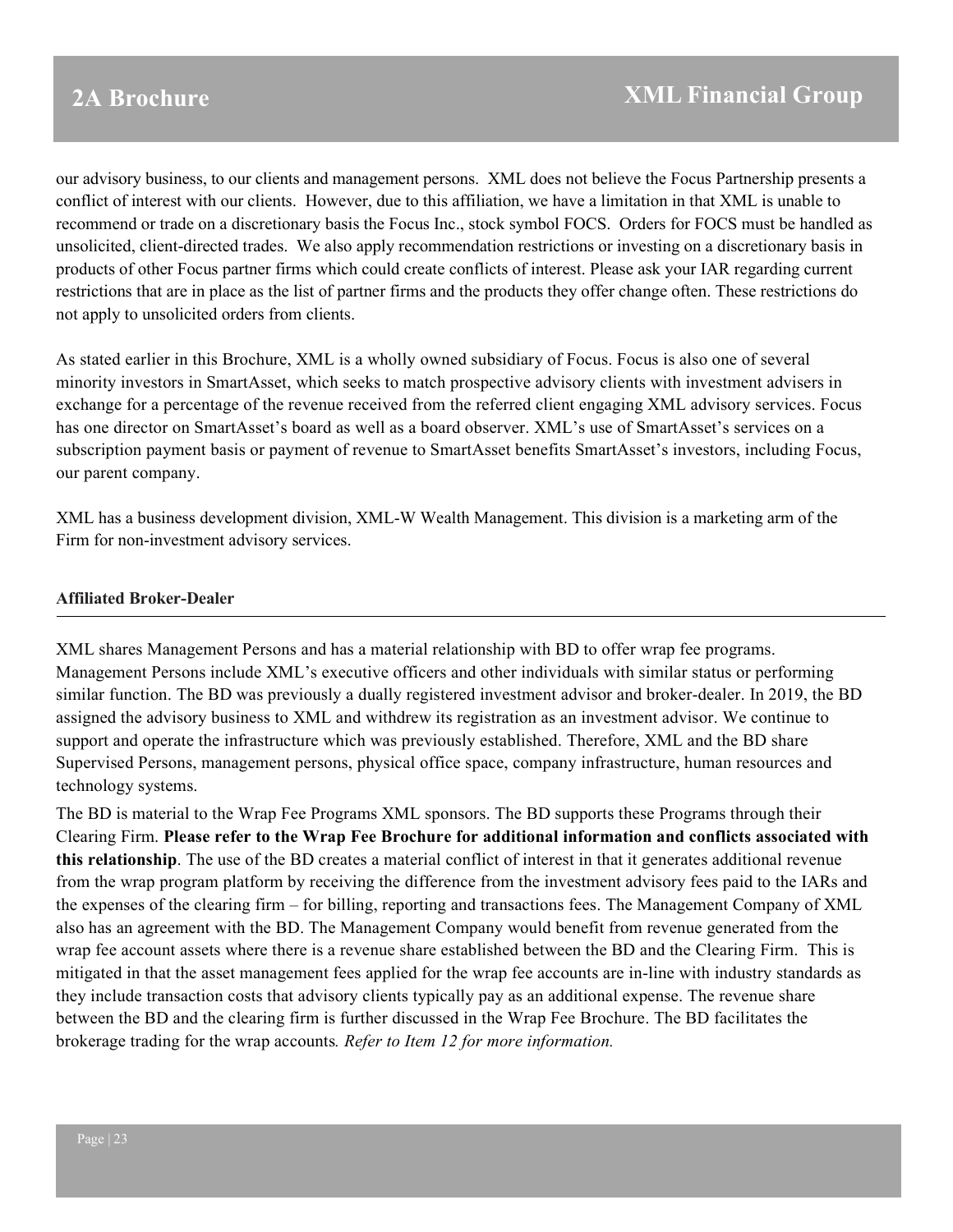our advisory business, to our clients and management persons. XML does not believe the Focus Partnership presents a conflict of interest with our clients. However, due to this affiliation, we have a limitation in that XML is unable to recommend or trade on a discretionary basis the Focus Inc., stock symbol FOCS. Orders for FOCS must be handled as unsolicited, client-directed trades. We also apply recommendation restrictions or investing on a discretionary basis in products of other Focus partner firms which could create conflicts of interest. Please ask your IAR regarding current restrictions that are in place as the list of partner firms and the products they offer change often. These restrictions do not apply to unsolicited orders from clients.

As stated earlier in this Brochure, XML is a wholly owned subsidiary of Focus. Focus is also one of several minority investors in SmartAsset, which seeks to match prospective advisory clients with investment advisers in exchange for a percentage of the revenue received from the referred client engaging XML advisory services. Focus has one director on SmartAsset's board as well as a board observer. XML's use of SmartAsset's services on a subscription payment basis or payment of revenue to SmartAsset benefits SmartAsset's investors, including Focus, our parent company.

XML has a business development division, XML-W Wealth Management. This division is a marketing arm of the Firm for non-investment advisory services.

**Affiliated Broker-Dealer**

XML shares Management Persons and has a material relationship with BD to offer wrap fee programs. Management Persons include XML's executive officers and other individuals with similar status or performing similar function. The BD was previously a dually registered investment advisor and broker-dealer. In 2019, the BD assigned the advisory business to XML and withdrew its registration as an investment advisor. We continue to support and operate the infrastructure which was previously established. Therefore, XML and the BD share Supervised Persons, management persons, physical office space, company infrastructure, human resources and technology systems.

The BD is material to the Wrap Fee Programs XML sponsors. The BD supports these Programs through their Clearing Firm. **Please refer to the Wrap Fee Brochure for additional information and conflicts associated with this relationship**. The use of the BD creates a material conflict of interest in that it generates additional revenue from the wrap program platform by receiving the difference from the investment advisory fees paid to the IARs and the expenses of the clearing firm – for billing, reporting and transactions fees. The Management Company of XML also has an agreement with the BD. The Management Company would benefit from revenue generated from the wrap fee account assets where there is a revenue share established between the BD and the Clearing Firm. This is mitigated in that the asset management fees applied for the wrap fee accounts are in-line with industry standards as they include transaction costs that advisory clients typically pay as an additional expense. The revenue share between the BD and the clearing firm is further discussed in the Wrap Fee Brochure. The BD facilitates the brokerage trading for the wrap accounts. *Refer to Item 12 for more information.*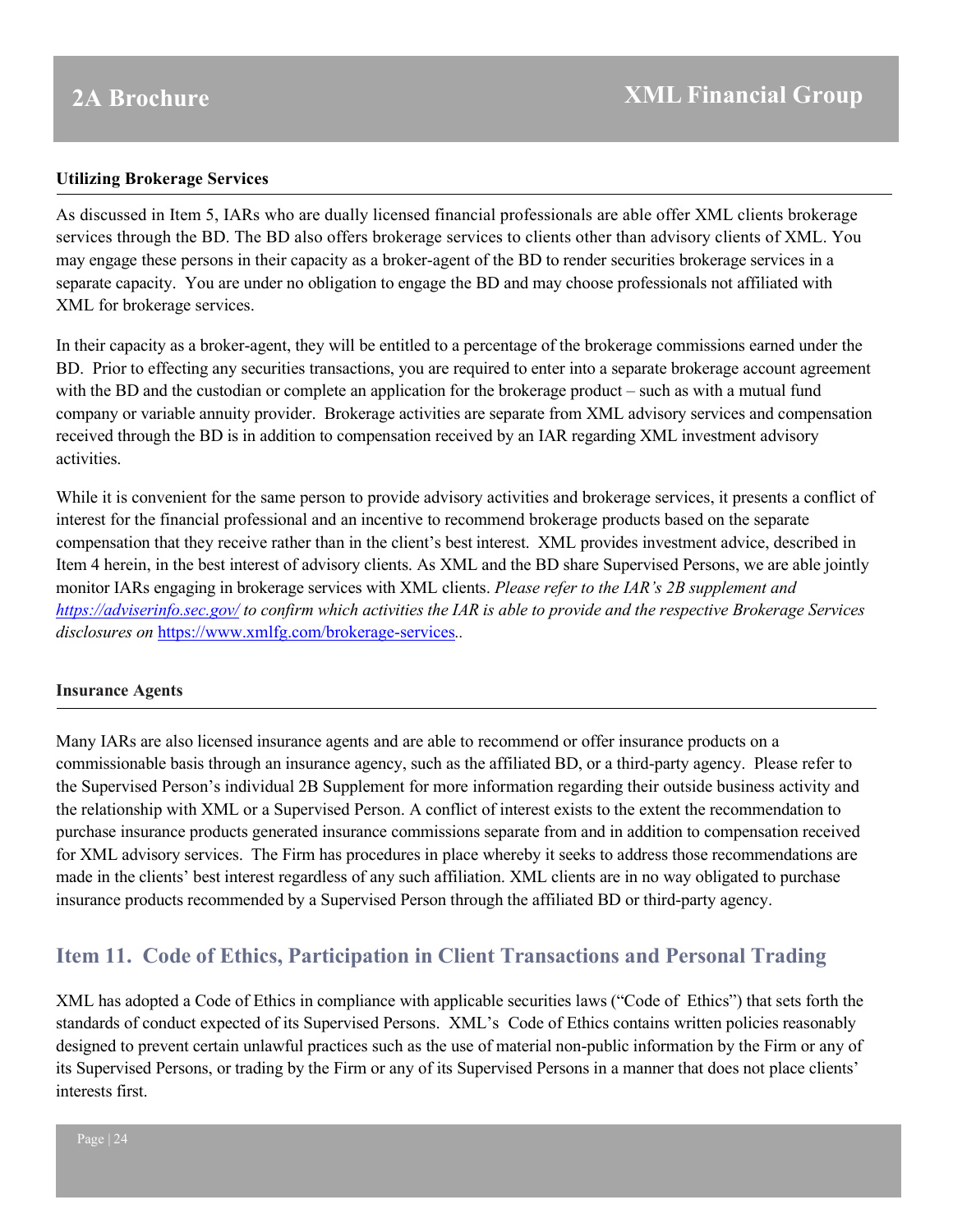### Utilizing Brokerage Services

As discussed in Item 5, IARs who are dually licensed financial professionals are able offer XML clients brokerage services through the BD. The BD also offers brokerage services to clients other than advisory clients of XML. You may engage these persons in their capacity as a broker-agent of the BD to render securities brokerage services in a separate capacity. You are under no obligation to engage the BD and may choose professionals not affiliated with XML for brokerage services.

In their capacity as a broker-agent, they will be entitled to a percentage of the brokerage commissions earned under the BD. Prior to effecting any securities transactions, you are required to enter into a separate brokerage account agreement with the BD and the custodian or complete an application for the brokerage product – such as with a mutual fund company or variable annuity provider. Brokerage activities are separate from XML advisory services and compensation received through the BD is in addition to compensation received by an IAR regarding XML investment advisory activities.

While it is convenient for the same person to provide advisory activities and brokerage services, it presents a conflict of interest for the financial professional and an incentive to recommend brokerage products based on the separate compensation that they receive rather than in the client's best interest. XML provides investment advice, described in Item 4 herein, in the best interest of advisory clients. As XML and the BD share Supervised Persons, we are able jointly monitor IARs engaging in brokerage services with XML clients. *Please refer to the IAR's 2B supplement and [https://adviserinfo.sec.gov/](https://adviserinfo.sec.gov/) to confirm which activities the IAR is able to provide and the respective Brokerage Services disclosures on* [https://www.xmlfg.com/brokerage-services](https://www.xmlfg.com/brokerage-services)*..*

### Insurance Agents

Many IARs are also licensed insurance agents and are able to recommend or offer insurance products on a commissionable basis through an insurance agency, such as the affiliated BD, or a third-party agency. Please refer to the Supervised Person's individual 2B Supplement for more information regarding their outside business activity and the relationship with XML or a Supervised Person. A conflict of interest exists to the extent the recommendation to purchase insurance products generated insurance commissions separate from and in addition to compensation received for XML advisory services. The Firm has procedures in place whereby it seeks to address those recommendations are made in the clients' best interest regardless of any such affiliation. XML clients are in no way obligated to purchase insurance products recommended by a Supervised Person through the affiliated BD or third-party agency.

## Item 11. Code of Ethics, Participation in Client Transactions and Personal Trading

XML has adopted a Code of Ethics in compliance with applicable securities laws ("Code of Ethics") that sets forth the standards of conduct expected of its Supervised Persons. XML's Code of Ethics contains written policies reasonably designed to prevent certain unlawful practices such as the use of material non-public information by the Firm or any of its Supervised Persons, or trading by the Firm or any of its Supervised Persons in a manner that does not place clients' interests first.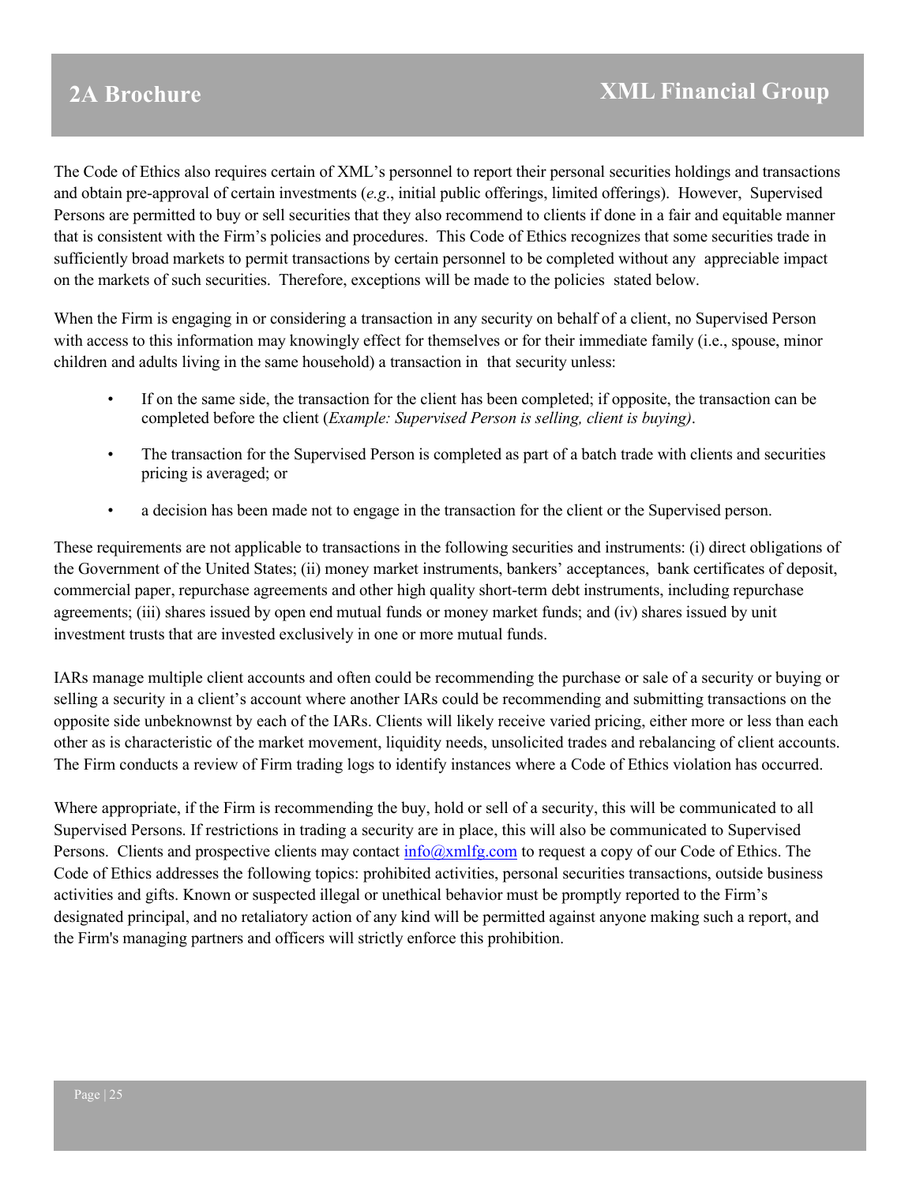The Code of Ethics also requires certain of XML's personnel to report their personal securities holdings and transactions and obtain pre-approval of certain investments (*e.g*., initial public offerings, limited offerings). However, Supervised Persons are permitted to buy or sell securities that they also recommend to clients if done in a fair and equitable manner that is consistent with the Firm's policies and procedures. This Code of Ethics recognizes that some securities trade in sufficiently broad markets to permit transactions by certain personnel to be completed without any appreciable impact on the markets of such securities. Therefore, exceptions will be made to the policies stated below.

When the Firm is engaging in or considering a transaction in any security on behalf of a client, no Supervised Person with access to this information may knowingly effect for themselves or for their immediate family (i.e., spouse, minor children and adults living in the same household) a transaction in that security unless:

- If on the same side, the transaction for the client has been completed; if opposite, the transaction can be completed before the client (*Example: Supervised Person is selling, client is buying)*.
- The transaction for the Supervised Person is completed as part of a batch trade with clients and securities pricing is averaged; or
- a decision has been made not to engage in the transaction for the client or the Supervised person.

These requirements are not applicable to transactions in the following securities and instruments: (i) direct obligations of the Government of the United States; (ii) money market instruments, bankers' acceptances, bank certificates of deposit, commercial paper, repurchase agreements and other high quality short-term debt instruments, including repurchase agreements; (iii) shares issued by open end mutual funds or money market funds; and (iv) shares issued by unit investment trusts that are invested exclusively in one or more mutual funds.

IARs manage multiple client accounts and often could be recommending the purchase or sale of a security or buying or selling a security in a client's account where another IARs could be recommending and submitting transactions on the opposite side unbeknownst by each of the IARs. Clients will likely receive varied pricing, either more or less than each other as is characteristic of the market movement, liquidity needs, unsolicited trades and rebalancing of client accounts. The Firm conducts a review of Firm trading logs to identify instances where a Code of Ethics violation has occurred.

Where appropriate, if the Firm is recommending the buy, hold or sell of a security, this will be communicated to all Supervised Persons. If restrictions in trading a security are in place, this will also be communicated to Supervised Persons. Clients and prospective clients may contact info@xmlfg.com to request a copy of our Code of Ethics. The Code of Ethics addresses the following topics: prohibited activities, personal securities transactions, outside business activities and gifts. Known or suspected illegal or unethical behavior must be promptly reported to the Firm's designated principal, and no retaliatory action of any kind will be permitted against anyone making such a report, and the Firm's managing partners and officers will strictly enforce this prohibition.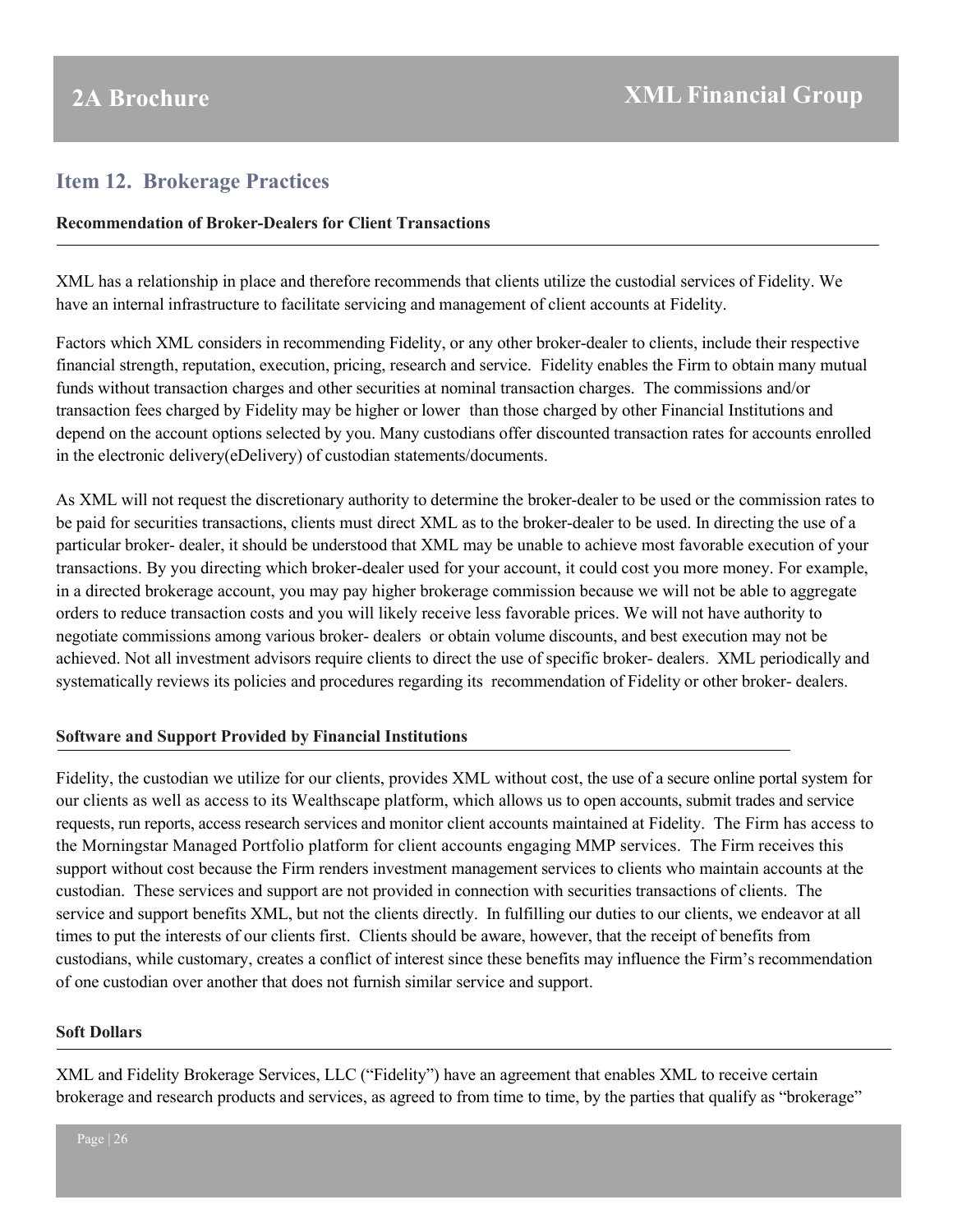## Item 12. Brokerage Practices

**Recommendation of Broker-Dealers for Client Transactions**

XML has a relationship in place and therefore recommends that clients utilize the custodial services of Fidelity. We have an internal infrastructure to facilitate servicing and management of client accounts at Fidelity.

Factors which XML considers in recommending Fidelity, or any other broker-dealer to clients, include their respective financial strength, reputation, execution, pricing, research and service. Fidelity enables the Firm to obtain many mutual funds without transaction charges and other securities at nominal transaction charges. The commissions and/or transaction fees charged by Fidelity may be higher or lower than those charged by other Financial Institutions and depend on the account options selected by you. Many custodians offer discounted transaction rates for accounts enrolled in the electronic delivery(eDelivery) of custodian statements/documents.

As XML will not request the discretionary authority to determine the broker-dealer to be used or the commission rates to be paid for securities transactions, clients must direct XML as to the broker-dealer to be used. In directing the use of a particular broker- dealer, it should be understood that XML may be unable to achieve most favorable execution of your transactions. By you directing which broker-dealer used for your account, it could cost you more money. For example, in a directed brokerage account, you may pay higher brokerage commission because we will not be able to aggregate orders to reduce transaction costs and you will likely receive less favorable prices. We will not have authority to negotiate commissions among various broker- dealers or obtain volume discounts, and best execution may not be achieved. Not all investment advisors require clients to direct the use of specific broker- dealers. XML periodically and systematically reviews its policies and procedures regarding its recommendation of Fidelity or other broker- dealers.

**Software and Support Provided by Financial Institutions**

Fidelity, the custodian we utilize for our clients, provides XML without cost, the use of a secure online portal system for our clients as well as access to its Wealthscape platform, which allows us to open accounts, submit trades and service requests, run reports, access research services and monitor client accounts maintained at Fidelity. The Firm has access to the Morningstar Managed Portfolio platform for client accounts engaging MMP services. The Firm receives this support without cost because the Firm renders investment management services to clients who maintain accounts at the custodian. These services and support are not provided in connection with securities transactions of clients. The service and support benefits XML, but not the clients directly. In fulfilling our duties to our clients, we endeavor at all times to put the interests of our clients first. Clients should be aware, however, that the receipt of benefits from custodians, while customary, creates a conflict of interest since these benefits may influence the Firm's recommendation of one custodian over another that does not furnish similar service and support.

**Soft Dollars**

XML and Fidelity Brokerage Services, LLC ("Fidelity") have an agreement that enables XML to receive certain brokerage and research products and services, as agreed to from time to time, by the parties that qualify as "brokerage"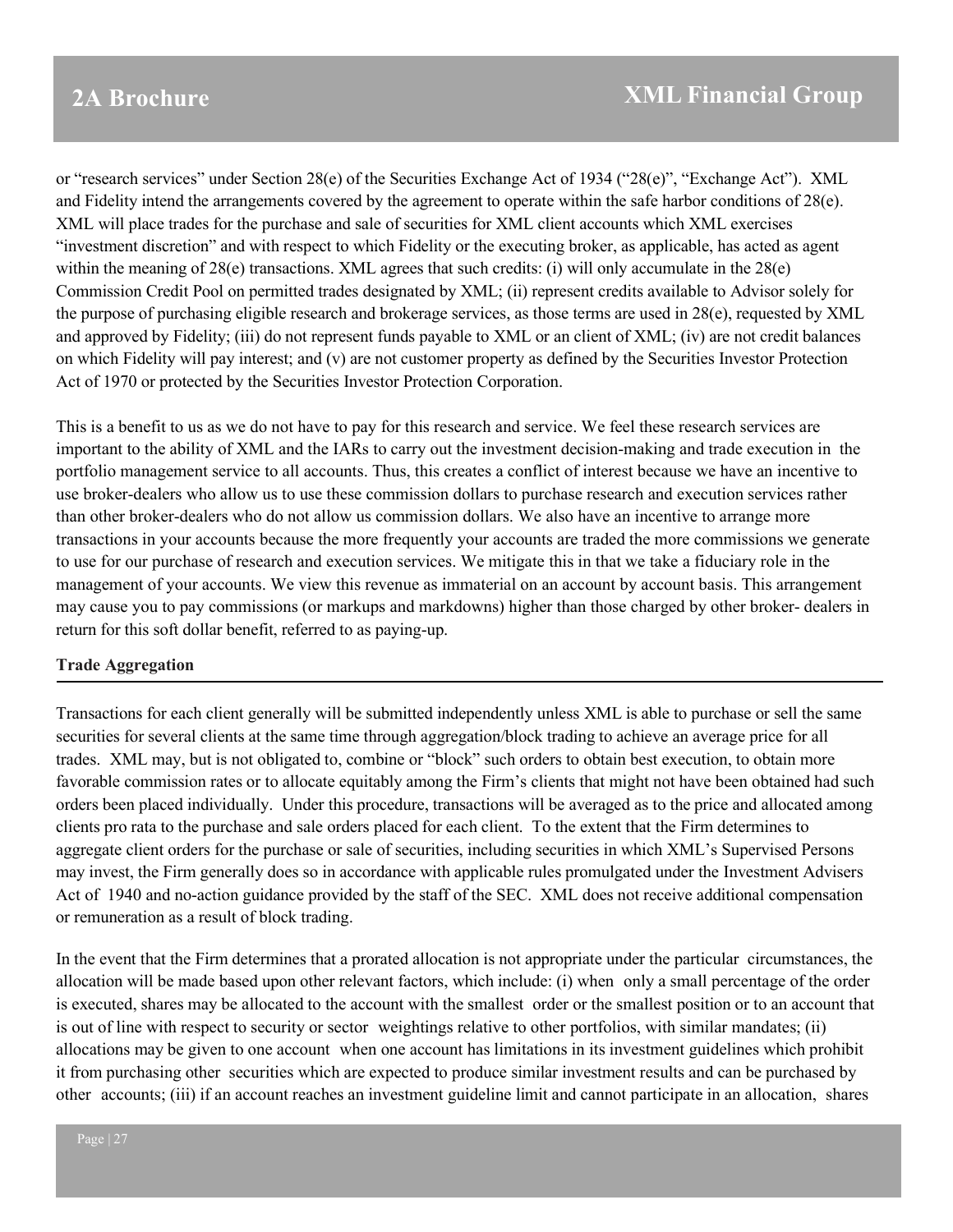or "research services" under Section 28(e) of the Securities Exchange Act of 1934 ("28(e)", "Exchange Act"). XML and Fidelity intend the arrangements covered by the agreement to operate within the safe harbor conditions of 28(e). XML will place trades for the purchase and sale of securities for XML client accounts which XML exercises "investment discretion" and with respect to which Fidelity or the executing broker, as applicable, has acted as agent within the meaning of 28(e) transactions. XML agrees that such credits: (i) will only accumulate in the 28(e) Commission Credit Pool on permitted trades designated by XML; (ii) represent credits available to Advisor solely for the purpose of purchasing eligible research and brokerage services, as those terms are used in 28(e), requested by XML and approved by Fidelity; (iii) do not represent funds payable to XML or an client of XML; (iv) are not credit balances on which Fidelity will pay interest; and (v) are not customer property as defined by the Securities Investor Protection Act of 1970 or protected by the Securities Investor Protection Corporation.

This is a benefit to us as we do not have to pay for this research and service. We feel these research services are important to the ability of XML and the IARs to carry out the investment decision-making and trade execution in the portfolio management service to all accounts. Thus, this creates a conflict of interest because we have an incentive to use broker-dealers who allow us to use these commission dollars to purchase research and execution services rather than other broker-dealers who do not allow us commission dollars. We also have an incentive to arrange more transactions in your accounts because the more frequently your accounts are traded the more commissions we generate to use for our purchase of research and execution services. We mitigate this in that we take a fiduciary role in the management of your accounts. We view this revenue as immaterial on an account by account basis. This arrangement may cause you to pay commissions (or markups and markdowns) higher than those charged by other broker- dealers in return for this soft dollar benefit, referred to as paying-up.

**Trade Aggregation**

Transactions for each client generally will be submitted independently unless XML is able to purchase or sell the same securities for several clients at the same time through aggregation/block trading to achieve an average price for all trades. XML may, but is not obligated to, combine or "block" such orders to obtain best execution, to obtain more favorable commission rates or to allocate equitably among the Firm's clients that might not have been obtained had such orders been placed individually. Under this procedure, transactions will be averaged as to the price and allocated among clients pro rata to the purchase and sale orders placed for each client. To the extent that the Firm determines to aggregate client orders for the purchase or sale of securities, including securities in which XML's Supervised Persons may invest, the Firm generally does so in accordance with applicable rules promulgated under the Investment Advisers Act of 1940 and no-action guidance provided by the staff of the SEC. XML does not receive additional compensation or remuneration as a result of block trading.

In the event that the Firm determines that a prorated allocation is not appropriate under the particular circumstances, the allocation will be made based upon other relevant factors, which include: (i) when only a small percentage of the order is executed, shares may be allocated to the account with the smallest order or the smallest position or to an account that is out of line with respect to security or sector weightings relative to other portfolios, with similar mandates; (ii) allocations may be given to one account when one account has limitations in its investment guidelines which prohibit it from purchasing other securities which are expected to produce similar investment results and can be purchased by other accounts; (iii) if an account reaches an investment guideline limit and cannot participate in an allocation, shares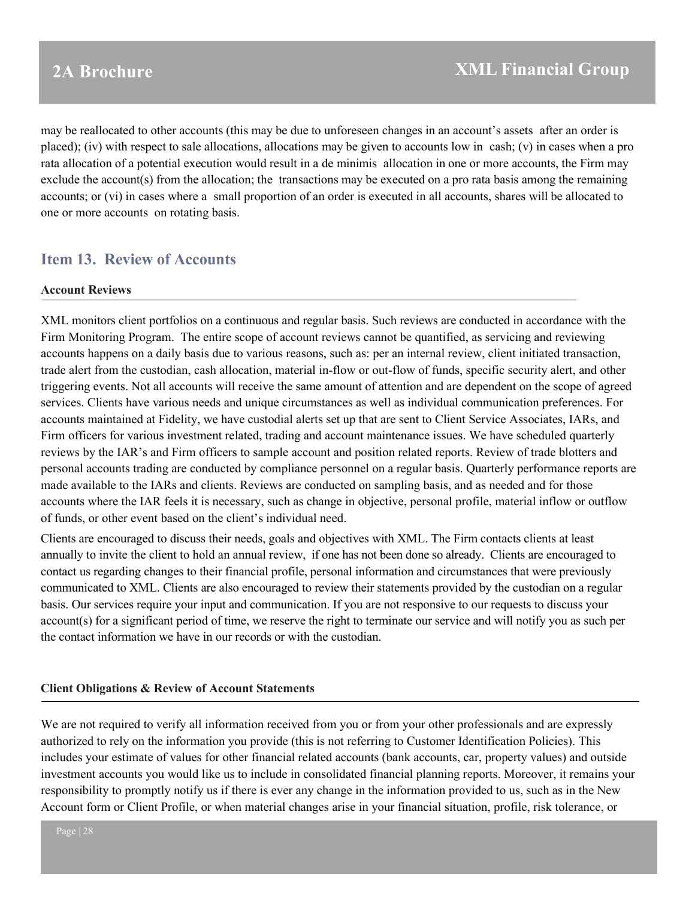may be reallocated to other accounts (this may be due to unforeseen changes in an account's assets after an order is placed); (iv) with respect to sale allocations, allocations may be given to accounts low in cash; (v) in cases when a pro rata allocation of a potential execution would result in a de minimis allocation in one or more accounts, the Firm may exclude the account(s) from the allocation; the transactions may be executed on a pro rata basis among the remaining accounts; or (vi) in cases where a small proportion of an order is executed in all accounts, shares will be allocated to one or more accounts on rotating basis.

## Item 13. Review of Accounts

**Account Reviews**

XML monitors client portfolios on a continuous and regular basis. Such reviews are conducted in accordance with the Firm Monitoring Program. The entire scope of account reviews cannot be quantified, as servicing and reviewing accounts happens on a daily basis due to various reasons, such as: per an internal review, client initiated transaction, trade alert from the custodian, cash allocation, material in-flow or out-flow of funds, specific security alert, and other triggering events. Not all accounts will receive the same amount of attention and are dependent on the scope of agreed services. Clients have various needs and unique circumstances as well as individual communication preferences. For accounts maintained at Fidelity, we have custodial alerts set up that are sent to Client Service Associates, IARs, and Firm officers for various investment related, trading and account maintenance issues. We have scheduled quarterly reviews by the IAR's and Firm officers to sample account and position related reports. Review of trade blotters and personal accounts trading are conducted by compliance personnel on a regular basis. Quarterly performance reports are made available to the IARs and clients. Reviews are conducted on sampling basis, and as needed and for those accounts where the IAR feels it is necessary, such as change in objective, personal profile, material inflow or outflow of funds, or other event based on the client's individual need.

Clients are encouraged to discuss their needs, goals and objectives with XML. The Firm contacts clients at least annually to invite the client to hold an annual review, if one has not been done so already. Clients are encouraged to contact us regarding changes to their financial profile, personal information and circumstances that were previously communicated to XML. Clients are also encouraged to review their statements provided by the custodian on a regular basis. Our services require your input and communication. If you are not responsive to our requests to discuss your account(s) for a significant period of time, we reserve the right to terminate our service and will notify you as such per the contact information we have in our records or with the custodian.

**Client Obligations & Review of Account Statements**

We are not required to verify all information received from you or from your other professionals and are expressly authorized to rely on the information you provide (this is not referring to Customer Identification Policies). This includes your estimate of values for other financial related accounts (bank accounts, car, property values) and outside investment accounts you would like us to include in consolidated financial planning reports. Moreover, it remains your responsibility to promptly notify us if there is ever any change in the information provided to us, such as in the New Account form or Client Profile, or when material changes arise in your financial situation, profile, risk tolerance, or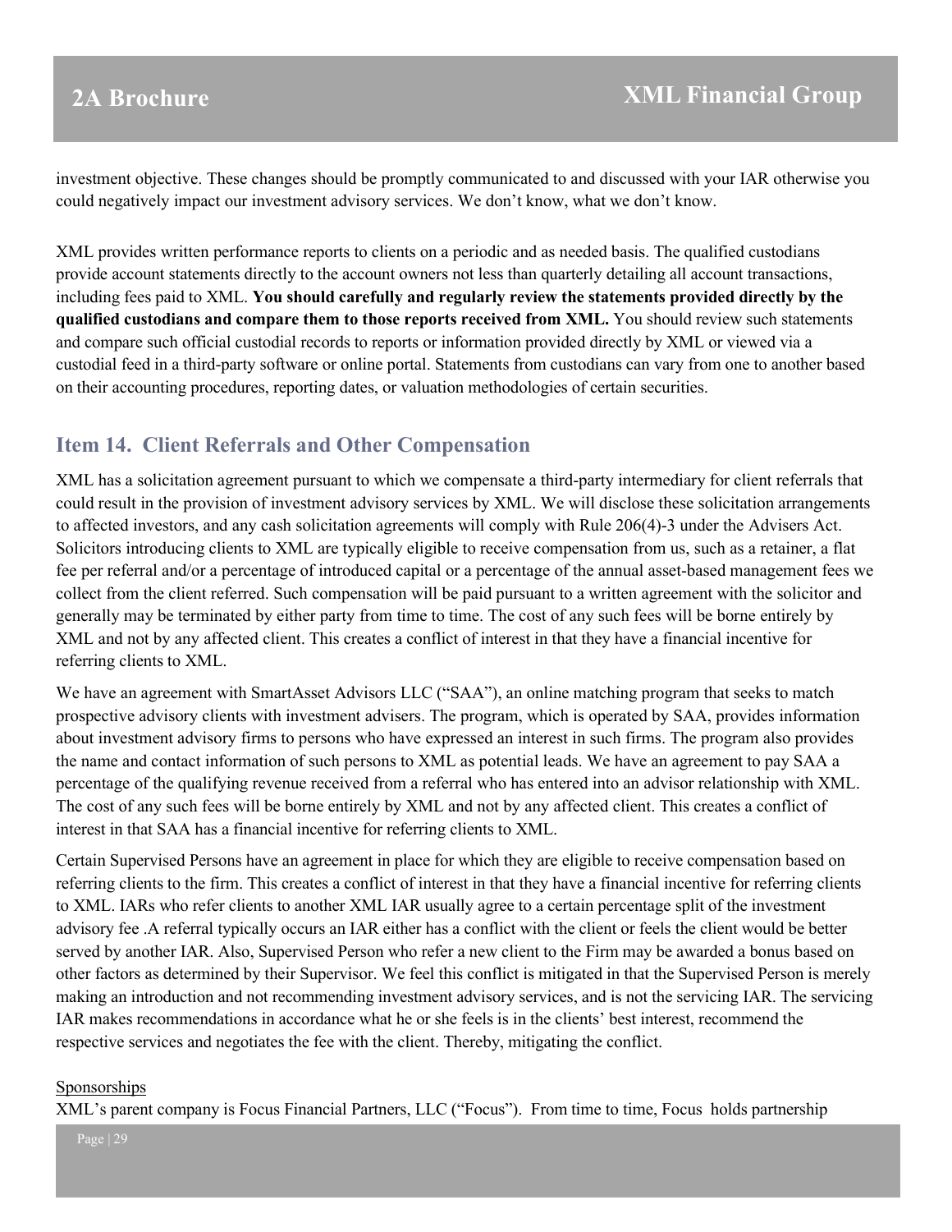investment objective. These changes should be promptly communicated to and discussed with your IAR otherwise you could negatively impact our investment advisory services. We don't know, what we don't know.

XML provides written performance reports to clients on a periodic and as needed basis. The qualified custodians provide account statements directly to the account owners not less than quarterly detailing all account transactions, including fees paid to XML. **You should carefully and regularly review the statements provided directly by the qualified custodians and compare them to those reports received from XML.** You should review such statements and compare such official custodial records to reports or information provided directly by XML or viewed via a custodial feed in a third-party software or online portal. Statements from custodians can vary from one to another based on their accounting procedures, reporting dates, or valuation methodologies of certain securities.

## Item 14. Client Referrals and Other Compensation

XML has a solicitation agreement pursuant to which we compensate a third-party intermediary for client referrals that could result in the provision of investment advisory services by XML. We will disclose these solicitation arrangements to affected investors, and any cash solicitation agreements will comply with Rule 206(4)-3 under the Advisers Act. Solicitors introducing clients to XML are typically eligible to receive compensation from us, such as a retainer, a flat fee per referral and/or a percentage of introduced capital or a percentage of the annual asset-based management fees we collect from the client referred. Such compensation will be paid pursuant to a written agreement with the solicitor and generally may be terminated by either party from time to time. The cost of any such fees will be borne entirely by XML and not by any affected client. This creates a conflict of interest in that they have a financial incentive for referring clients to XML.

We have an agreement with SmartAsset Advisors LLC ("SAA"), an online matching program that seeks to match prospective advisory clients with investment advisers. The program, which is operated by SAA, provides information about investment advisory firms to persons who have expressed an interest in such firms. The program also provides the name and contact information of such persons to XML as potential leads. We have an agreement to pay SAA a percentage of the qualifying revenue received from a referral who has entered into an advisor relationship with XML. The cost of any such fees will be borne entirely by XML and not by any affected client. This creates a conflict of interest in that SAA has a financial incentive for referring clients to XML.

Certain Supervised Persons have an agreement in place for which they are eligible to receive compensation based on referring clients to the firm. This creates a conflict of interest in that they have a financial incentive for referring clients to XML. IARs who refer clients to another XML IAR usually agree to a certain percentage split of the investment advisory fee .A referral typically occurs an IAR either has a conflict with the client or feels the client would be better served by another IAR. Also, Supervised Person who refer a new client to the Firm may be awarded a bonus based on other factors as determined by their Supervisor. We feel this conflict is mitigated in that the Supervised Person is merely making an introduction and not recommending investment advisory services, and is not the servicing IAR. The servicing IAR makes recommendations in accordance what he or she feels is in the clients' best interest, recommend the respective services and negotiates the fee with the client. Thereby, mitigating the conflict.

Sponsorships

XML's parent company is Focus Financial Partners, LLC ("Focus"). From time to time, Focus holds partnership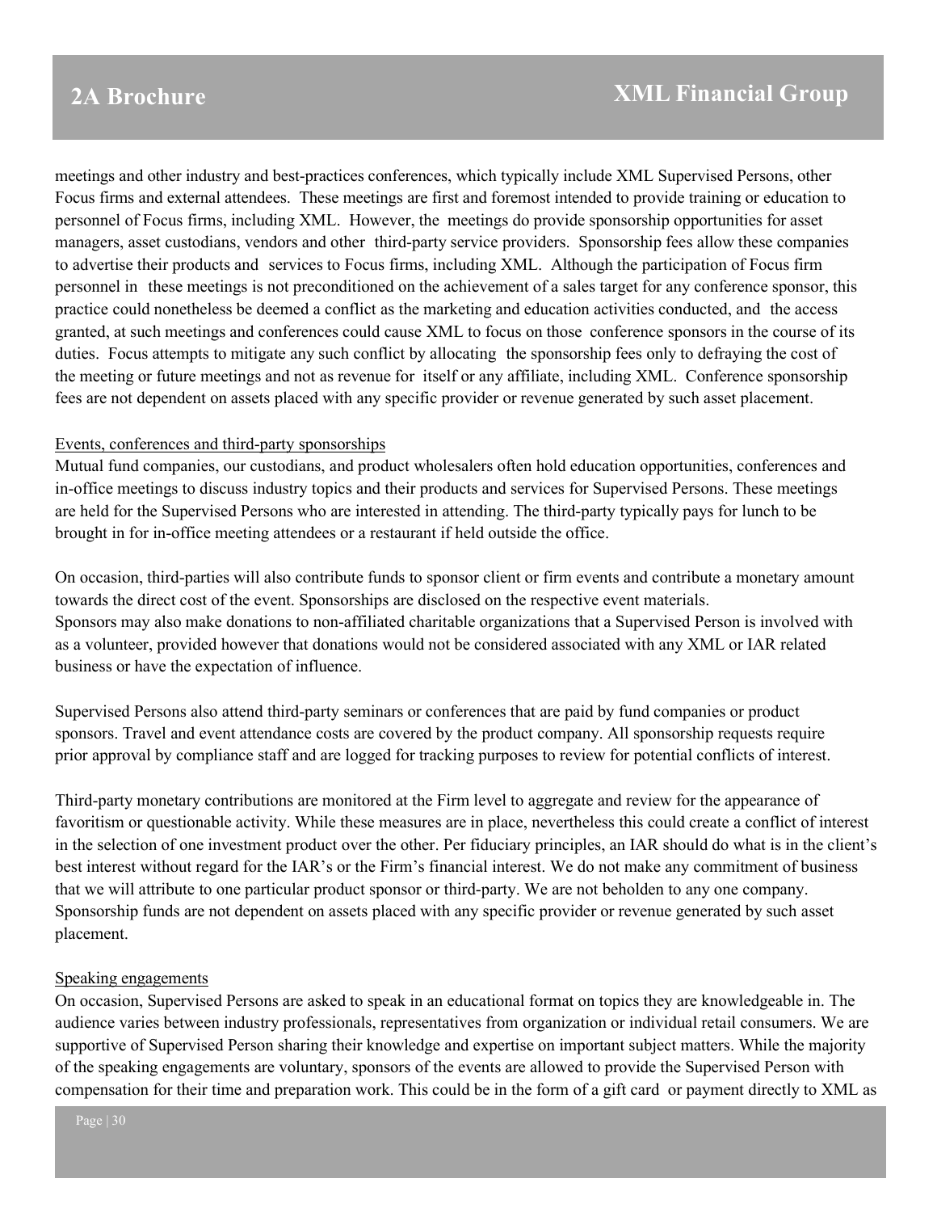meetings and other industry and best-practices conferences, which typically include XML Supervised Persons, other Focus firms and external attendees. These meetings are first and foremost intended to provide training or education to personnel of Focus firms, including XML. However, the meetings do provide sponsorship opportunities for asset managers, asset custodians, vendors and other third-party service providers. Sponsorship fees allow these companies to advertise their products and services to Focus firms, including XML. Although the participation of Focus firm personnel in these meetings is not preconditioned on the achievement of a sales target for any conference sponsor, this practice could nonetheless be deemed a conflict as the marketing and education activities conducted, and the access granted, at such meetings and conferences could cause XML to focus on those conference sponsors in the course of its duties. Focus attempts to mitigate any such conflict by allocating the sponsorship fees only to defraying the cost of the meeting or future meetings and not as revenue for itself or any affiliate, including XML. Conference sponsorship fees are not dependent on assets placed with any specific provider or revenue generated by such asset placement.

Events, conferences and third-party sponsorships

Mutual fund companies, our custodians, and product wholesalers often hold education opportunities, conferences and in-office meetings to discuss industry topics and their products and services for Supervised Persons. These meetings are held for the Supervised Persons who are interested in attending. The third-party typically pays for lunch to be brought in for in-office meeting attendees or a restaurant if held outside the office.

On occasion, third-parties will also contribute funds to sponsor client or firm events and contribute a monetary amount towards the direct cost of the event. Sponsorships are disclosed on the respective event materials.
Sponsors may also make donations to non-affiliated charitable organizations that a Supervised Person is involved with as a volunteer, provided however that donations would not be considered associated with any XML or IAR related business or have the expectation of influence.

Supervised Persons also attend third-party seminars or conferences that are paid by fund companies or product sponsors. Travel and event attendance costs are covered by the product company. All sponsorship requests require prior approval by compliance staff and are logged for tracking purposes to review for potential conflicts of interest.

Third-party monetary contributions are monitored at the Firm level to aggregate and review for the appearance of favoritism or questionable activity. While these measures are in place, nevertheless this could create a conflict of interest in the selection of one investment product over the other. Per fiduciary principles, an IAR should do what is in the client's best interest without regard for the IAR's or the Firm's financial interest. We do not make any commitment of business that we will attribute to one particular product sponsor or third-party. We are not beholden to any one company. Sponsorship funds are not dependent on assets placed with any specific provider or revenue generated by such asset placement.

Speaking engagements

On occasion, Supervised Persons are asked to speak in an educational format on topics they are knowledgeable in. The audience varies between industry professionals, representatives from organization or individual retail consumers. We are supportive of Supervised Person sharing their knowledge and expertise on important subject matters. While the majority of the speaking engagements are voluntary, sponsors of the events are allowed to provide the Supervised Person with compensation for their time and preparation work. This could be in the form of a gift card or payment directly to XML as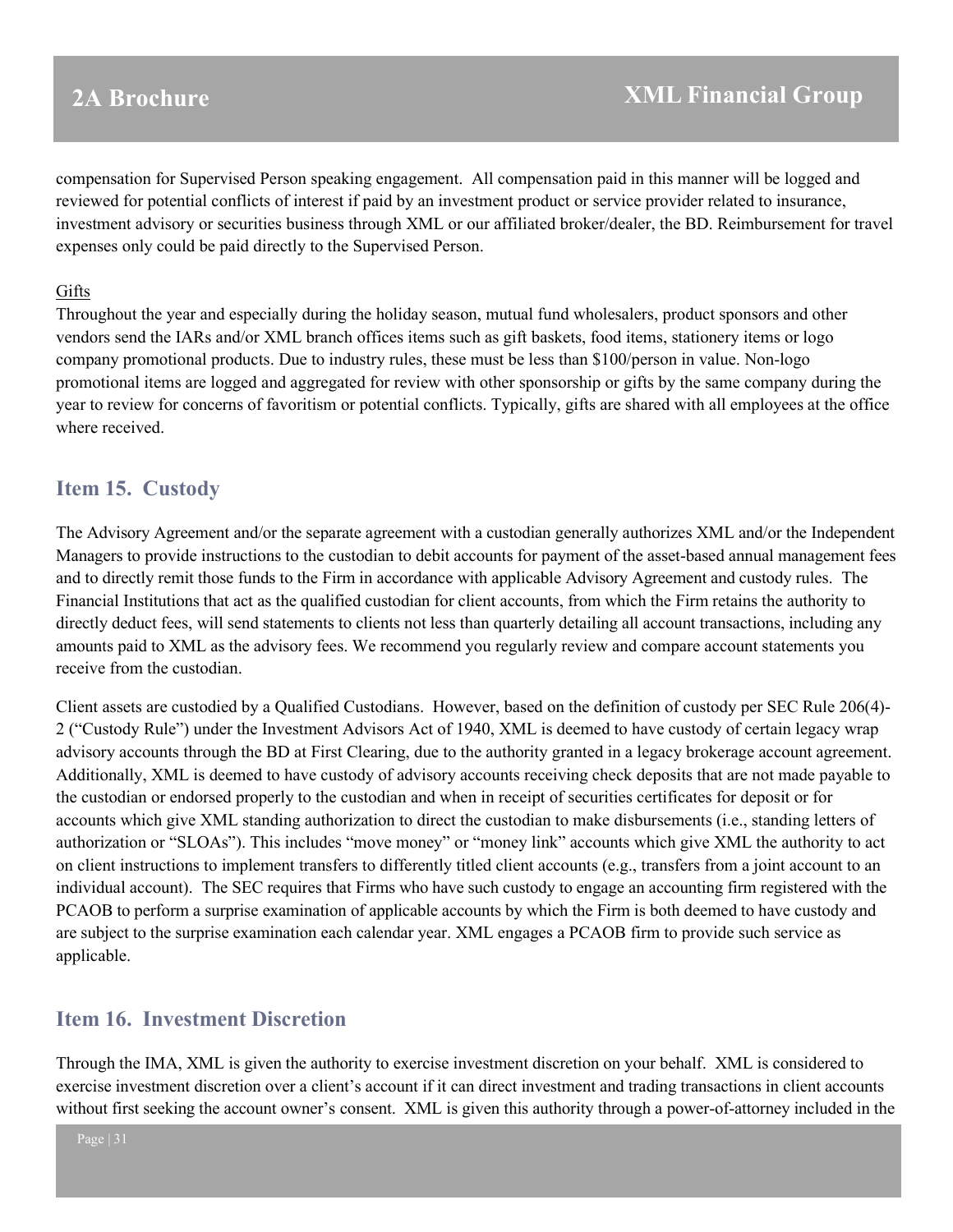compensation for Supervised Person speaking engagement. All compensation paid in this manner will be logged and reviewed for potential conflicts of interest if paid by an investment product or service provider related to insurance, investment advisory or securities business through XML or our affiliated broker/dealer, the BD. Reimbursement for travel expenses only could be paid directly to the Supervised Person.

Gifts

Throughout the year and especially during the holiday season, mutual fund wholesalers, product sponsors and other vendors send the IARs and/or XML branch offices items such as gift baskets, food items, stationery items or logo company promotional products. Due to industry rules, these must be less than $100/person in value. Non-logo promotional items are logged and aggregated for review with other sponsorship or gifts by the same company during the year to review for concerns of favoritism or potential conflicts. Typically, gifts are shared with all employees at the office where received.

## Item 15. Custody

The Advisory Agreement and/or the separate agreement with a custodian generally authorizes XML and/or the Independent Managers to provide instructions to the custodian to debit accounts for payment of the asset-based annual management fees and to directly remit those funds to the Firm in accordance with applicable Advisory Agreement and custody rules. The Financial Institutions that act as the qualified custodian for client accounts, from which the Firm retains the authority to directly deduct fees, will send statements to clients not less than quarterly detailing all account transactions, including any amounts paid to XML as the advisory fees. We recommend you regularly review and compare account statements you receive from the custodian.

Client assets are custodied by a Qualified Custodians. However, based on the definition of custody per SEC Rule 206(4)-2 ("Custody Rule") under the Investment Advisors Act of 1940, XML is deemed to have custody of certain legacy wrap advisory accounts through the BD at First Clearing, due to the authority granted in a legacy brokerage account agreement. Additionally, XML is deemed to have custody of advisory accounts receiving check deposits that are not made payable to the custodian or endorsed properly to the custodian and when in receipt of securities certificates for deposit or for accounts which give XML standing authorization to direct the custodian to make disbursements (i.e., standing letters of authorization or "SLOAs"). This includes "move money" or "money link" accounts which give XML the authority to act on client instructions to implement transfers to differently titled client accounts (e.g., transfers from a joint account to an individual account). The SEC requires that Firms who have such custody to engage an accounting firm registered with the PCAOB to perform a surprise examination of applicable accounts by which the Firm is both deemed to have custody and are subject to the surprise examination each calendar year. XML engages a PCAOB firm to provide such service as applicable.

## Item 16. Investment Discretion

Through the IMA, XML is given the authority to exercise investment discretion on your behalf. XML is considered to exercise investment discretion over a client's account if it can direct investment and trading transactions in client accounts without first seeking the account owner's consent. XML is given this authority through a power-of-attorney included in the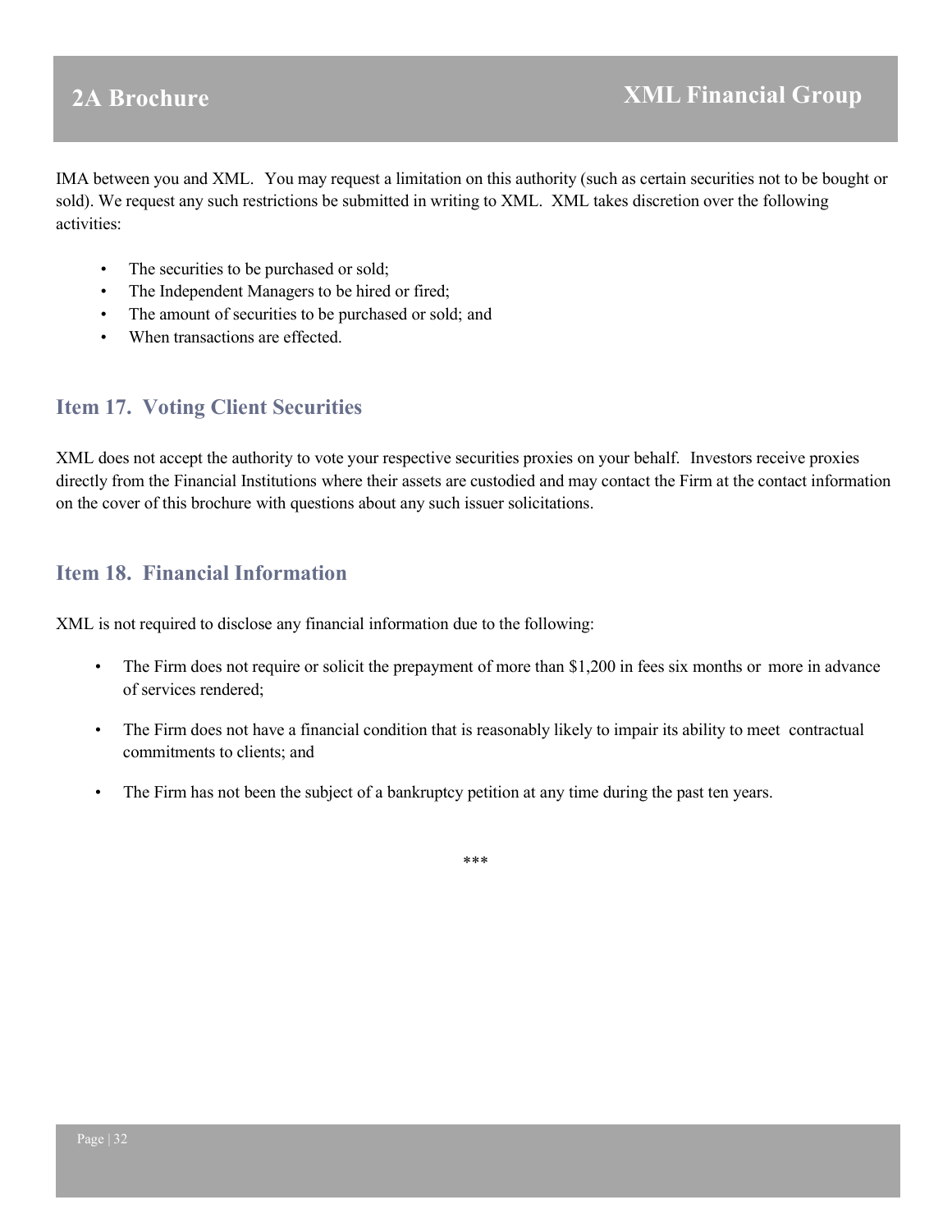IMA between you and XML. You may request a limitation on this authority (such as certain securities not to be bought or sold). We request any such restrictions be submitted in writing to XML. XML takes discretion over the following activities:

- The securities to be purchased or sold;
- The Independent Managers to be hired or fired;
- The amount of securities to be purchased or sold; and
- When transactions are effected.

## Item 17. Voting Client Securities

XML does not accept the authority to vote your respective securities proxies on your behalf. Investors receive proxies directly from the Financial Institutions where their assets are custodied and may contact the Firm at the contact information on the cover of this brochure with questions about any such issuer solicitations.

## Item 18. Financial Information

XML is not required to disclose any financial information due to the following:

- The Firm does not require or solicit the prepayment of more than $1,200 in fees six months or more in advance of services rendered;
- The Firm does not have a financial condition that is reasonably likely to impair its ability to meet contractual commitments to clients; and
- The Firm has not been the subject of a bankruptcy petition at any time during the past ten years.

***